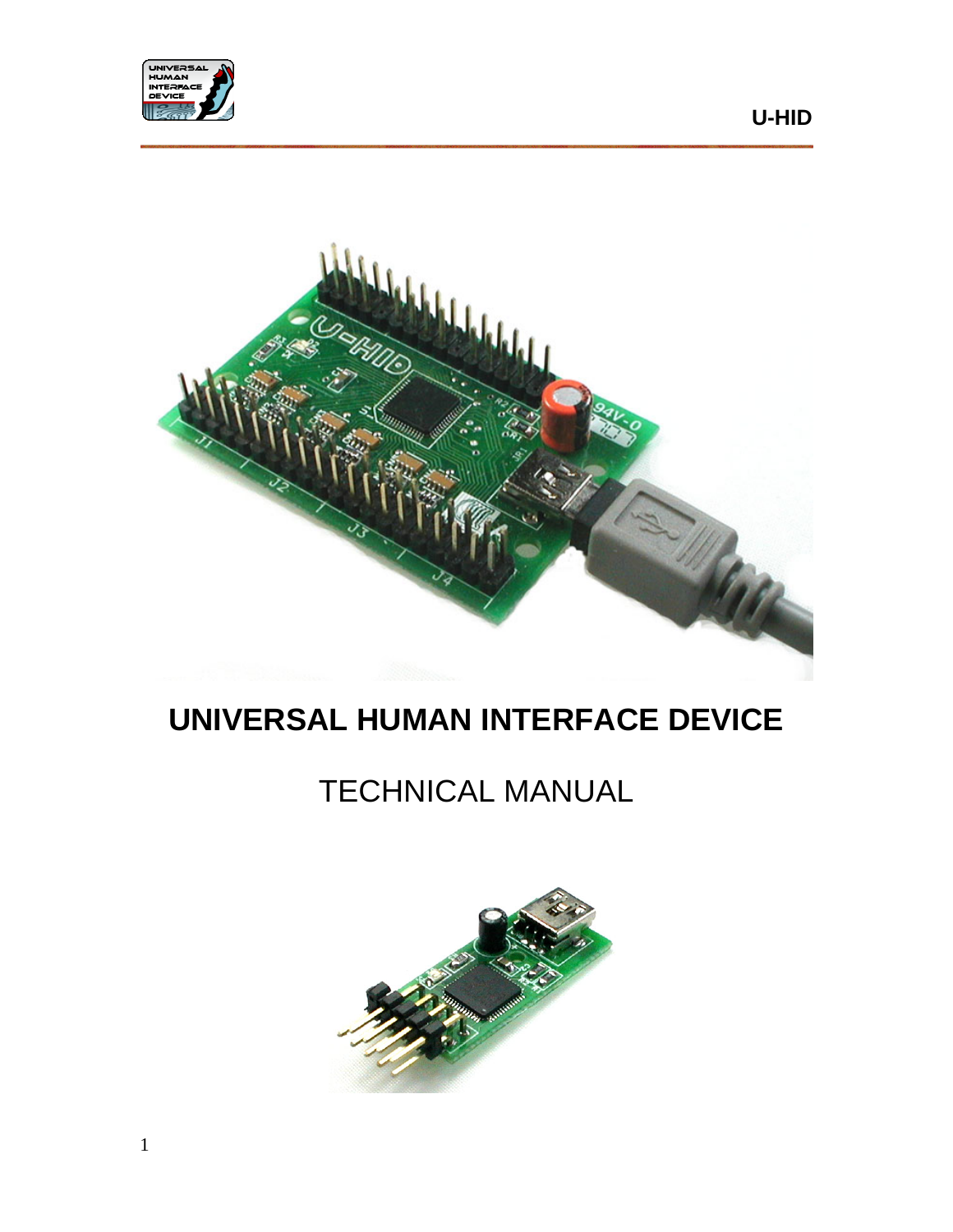# UNIVERSAL HUMAN INTERFACE DEVICE

## TECHNICAL MANUAL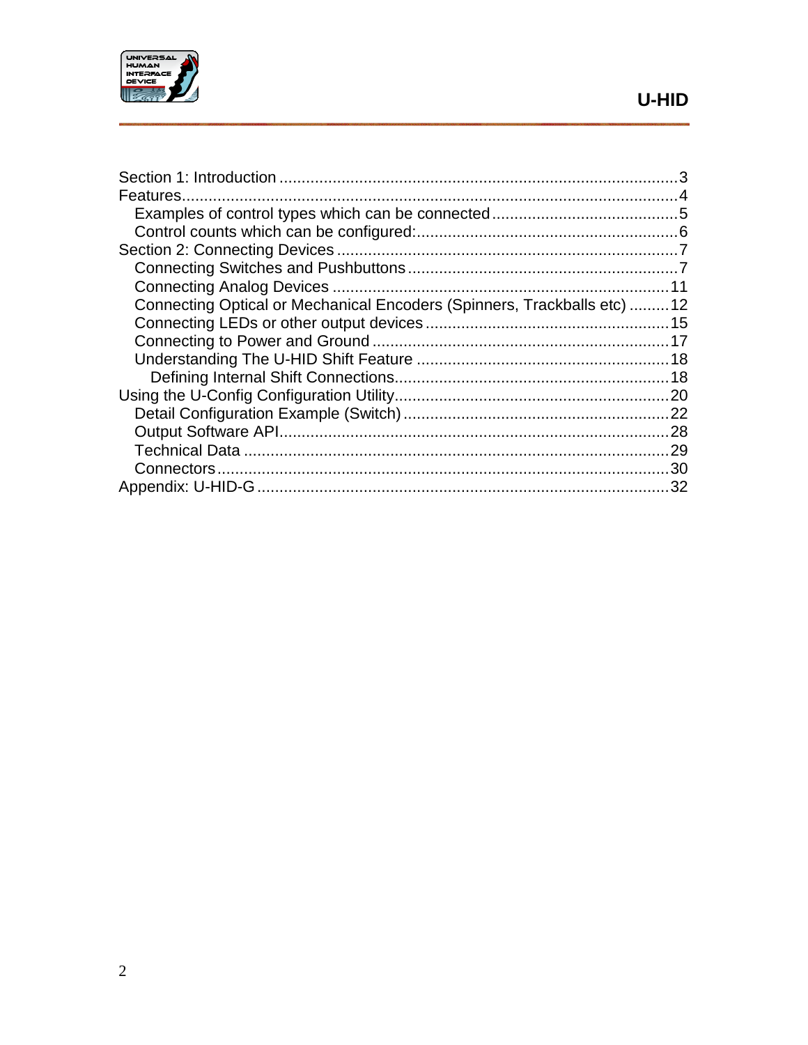Section 1: Introduction ........................................................................................3
Features..............................................................................................................4
  Examples of control types which can be connected ..........................................5
  Control counts which can be configured:...........................................................6
Section 2: Connecting Devices .............................................................................7
  Connecting Switches and Pushbuttons .............................................................7
  Connecting Analog Devices ............................................................................11
  Connecting Optical or Mechanical Encoders (Spinners, Trackballs etc) .........12
  Connecting LEDs or other output devices .......................................................15
  Connecting to Power and Ground ..................................................................17
  Understanding The U-HID Shift Feature .........................................................18
    Defining Internal Shift Connections..............................................................18
Using the U-Config Configuration Utility..............................................................20
  Detail Configuration Example (Switch) ............................................................22
  Output Software API........................................................................................28
  Technical Data ................................................................................................29
  Connectors......................................................................................................30
Appendix: U-HID-G ............................................................................................32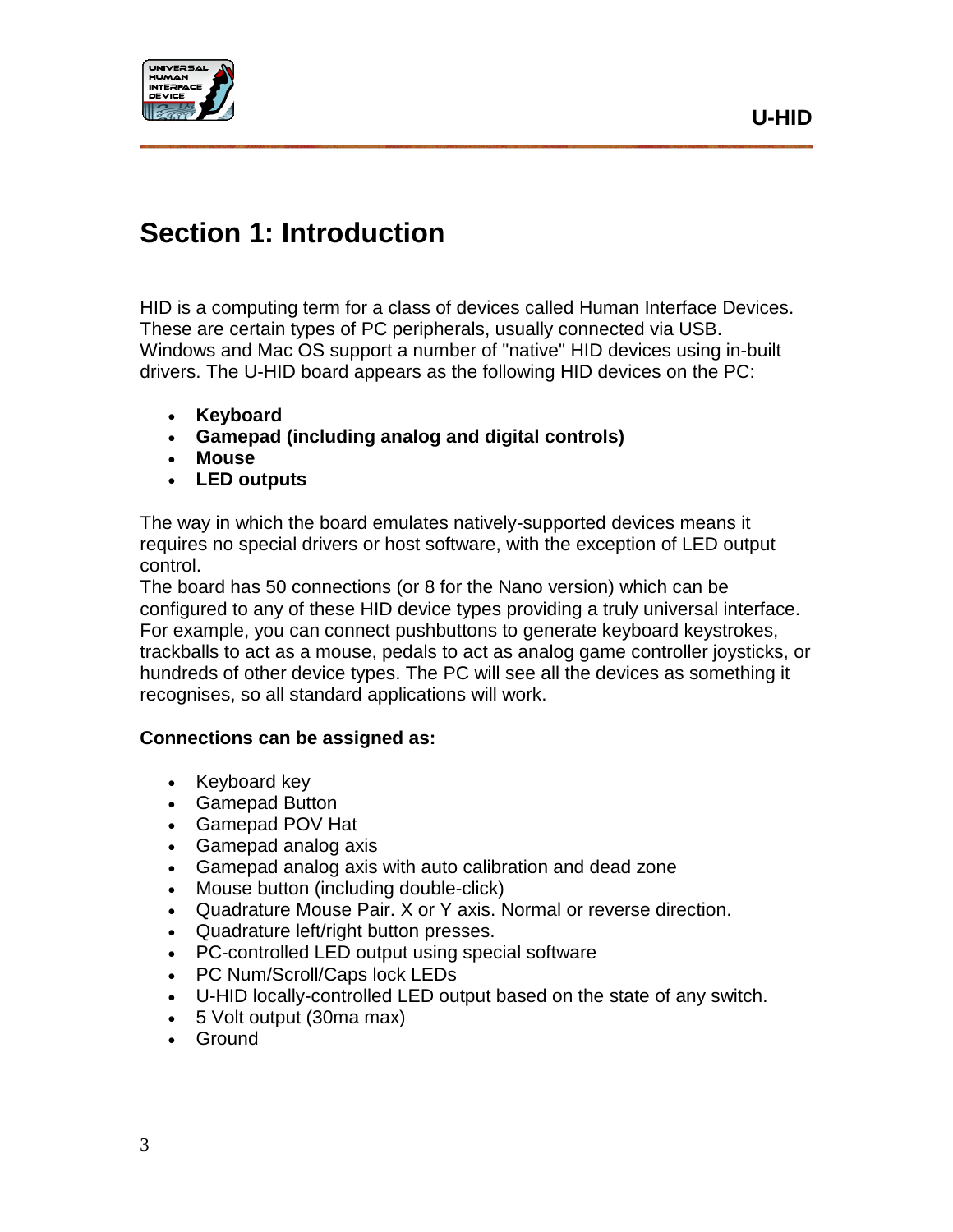# Section 1: Introduction

HID is a computing term for a class of devices called Human Interface Devices. These are certain types of PC peripherals, usually connected via USB. Windows and Mac OS support a number of "native" HID devices using in-built drivers. The U-HID board appears as the following HID devices on the PC:

- **Keyboard**
- **Gamepad (including analog and digital controls)**
- **Mouse**
- **LED outputs**

The way in which the board emulates natively-supported devices means it requires no special drivers or host software, with the exception of LED output control.

The board has 50 connections (or 8 for the Nano version) which can be configured to any of these HID device types providing a truly universal interface. For example, you can connect pushbuttons to generate keyboard keystrokes, trackballs to act as a mouse, pedals to act as analog game controller joysticks, or hundreds of other device types. The PC will see all the devices as something it recognises, so all standard applications will work.

**Connections can be assigned as:**

- Keyboard key
- Gamepad Button
- Gamepad POV Hat
- Gamepad analog axis
- Gamepad analog axis with auto calibration and dead zone
- Mouse button (including double-click)
- Quadrature Mouse Pair. X or Y axis. Normal or reverse direction.
- Quadrature left/right button presses.
- PC-controlled LED output using special software
- PC Num/Scroll/Caps lock LEDs
- U-HID locally-controlled LED output based on the state of any switch.
- 5 Volt output (30ma max)
- Ground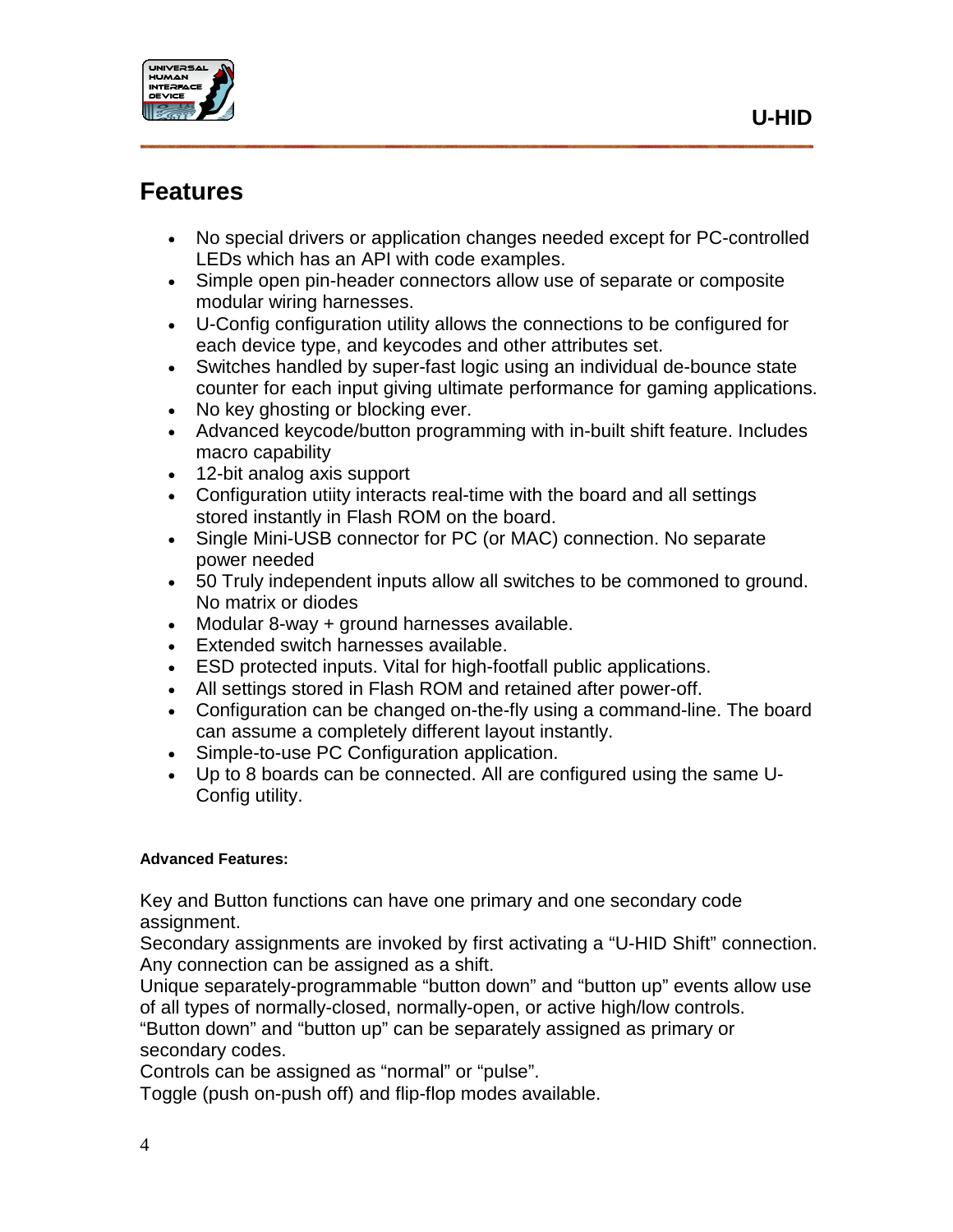## Features

- No special drivers or application changes needed except for PC-controlled LEDs which has an API with code examples.
- Simple open pin-header connectors allow use of separate or composite modular wiring harnesses.
- U-Config configuration utility allows the connections to be configured for each device type, and keycodes and other attributes set.
- Switches handled by super-fast logic using an individual de-bounce state counter for each input giving ultimate performance for gaming applications.
- No key ghosting or blocking ever.
- Advanced keycode/button programming with in-built shift feature. Includes macro capability
- 12-bit analog axis support
- Configuration utiity interacts real-time with the board and all settings stored instantly in Flash ROM on the board.
- Single Mini-USB connector for PC (or MAC) connection. No separate power needed
- 50 Truly independent inputs allow all switches to be commoned to ground. No matrix or diodes
- Modular 8-way + ground harnesses available.
- Extended switch harnesses available.
- ESD protected inputs. Vital for high-footfall public applications.
- All settings stored in Flash ROM and retained after power-off.
- Configuration can be changed on-the-fly using a command-line. The board can assume a completely different layout instantly.
- Simple-to-use PC Configuration application.
- Up to 8 boards can be connected. All are configured using the same U-Config utility.

**Advanced Features:**

Key and Button functions can have one primary and one secondary code assignment.
Secondary assignments are invoked by first activating a "U-HID Shift" connection. Any connection can be assigned as a shift.
Unique separately-programmable "button down" and "button up" events allow use of all types of normally-closed, normally-open, or active high/low controls.
"Button down" and "button up" can be separately assigned as primary or secondary codes.
Controls can be assigned as "normal" or "pulse".
Toggle (push on-push off) and flip-flop modes available.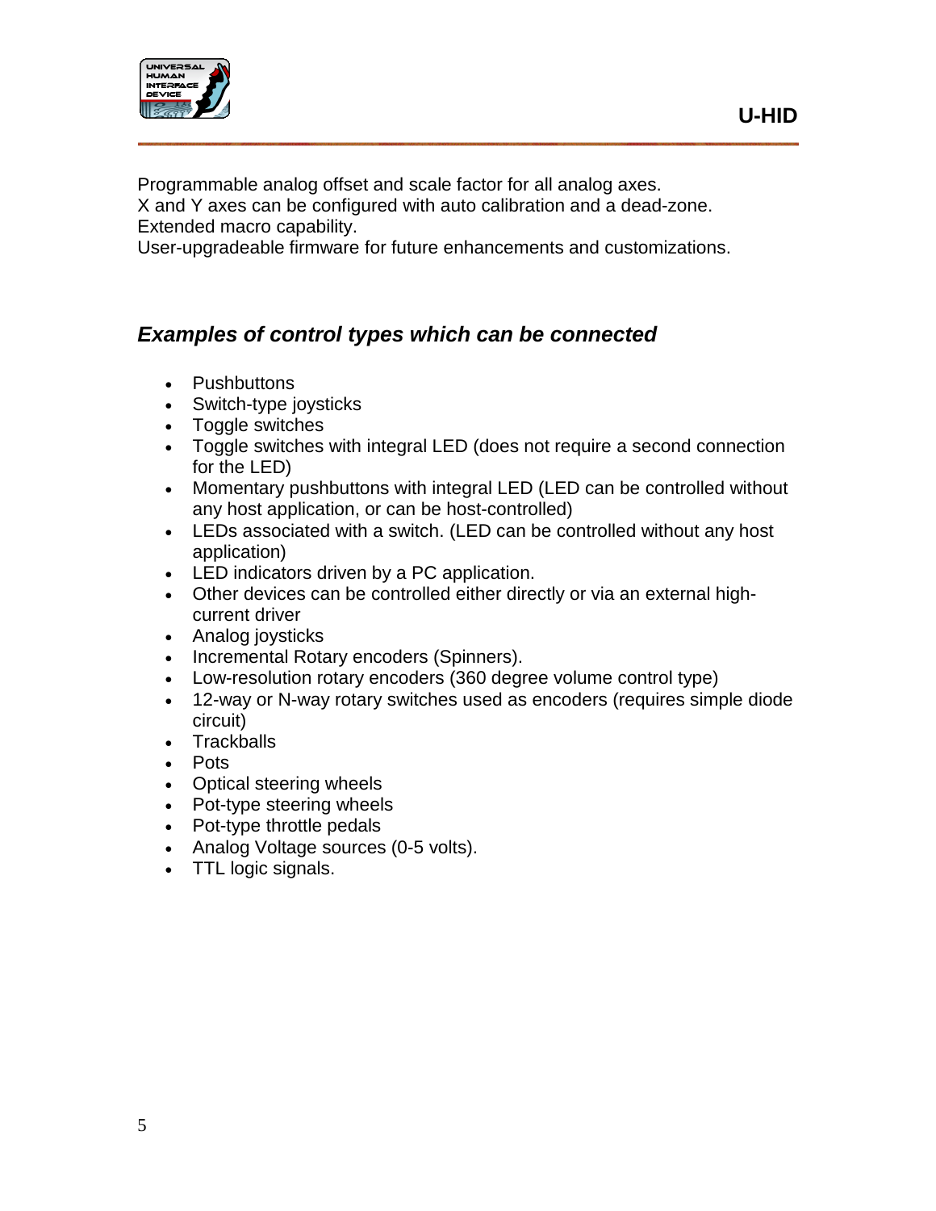Programmable analog offset and scale factor for all analog axes.
X and Y axes can be configured with auto calibration and a dead-zone.
Extended macro capability.
User-upgradeable firmware for future enhancements and customizations.

## *Examples of control types which can be connected*

- Pushbuttons
- Switch-type joysticks
- Toggle switches
- Toggle switches with integral LED (does not require a second connection for the LED)
- Momentary pushbuttons with integral LED (LED can be controlled without any host application, or can be host-controlled)
- LEDs associated with a switch. (LED can be controlled without any host application)
- LED indicators driven by a PC application.
- Other devices can be controlled either directly or via an external high-current driver
- Analog joysticks
- Incremental Rotary encoders (Spinners).
- Low-resolution rotary encoders (360 degree volume control type)
- 12-way or N-way rotary switches used as encoders (requires simple diode circuit)
- Trackballs
- Pots
- Optical steering wheels
- Pot-type steering wheels
- Pot-type throttle pedals
- Analog Voltage sources (0-5 volts).
- TTL logic signals.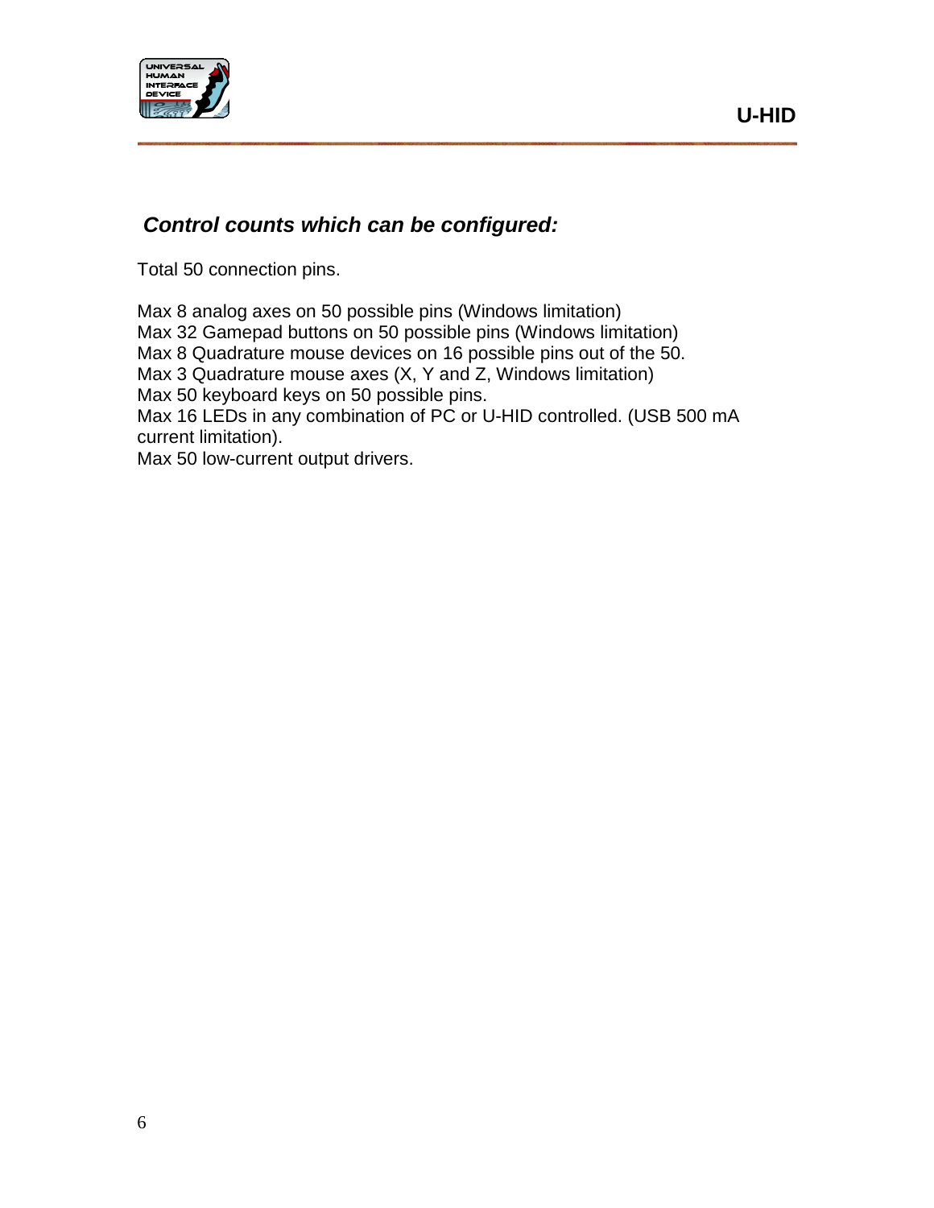## *Control counts which can be configured:*

Total 50 connection pins.

Max 8 analog axes on 50 possible pins (Windows limitation)
Max 32 Gamepad buttons on 50 possible pins (Windows limitation)
Max 8 Quadrature mouse devices on 16 possible pins out of the 50.
Max 3 Quadrature mouse axes (X, Y and Z, Windows limitation)
Max 50 keyboard keys on 50 possible pins.
Max 16 LEDs in any combination of PC or U-HID controlled. (USB 500 mA current limitation).
Max 50 low-current output drivers.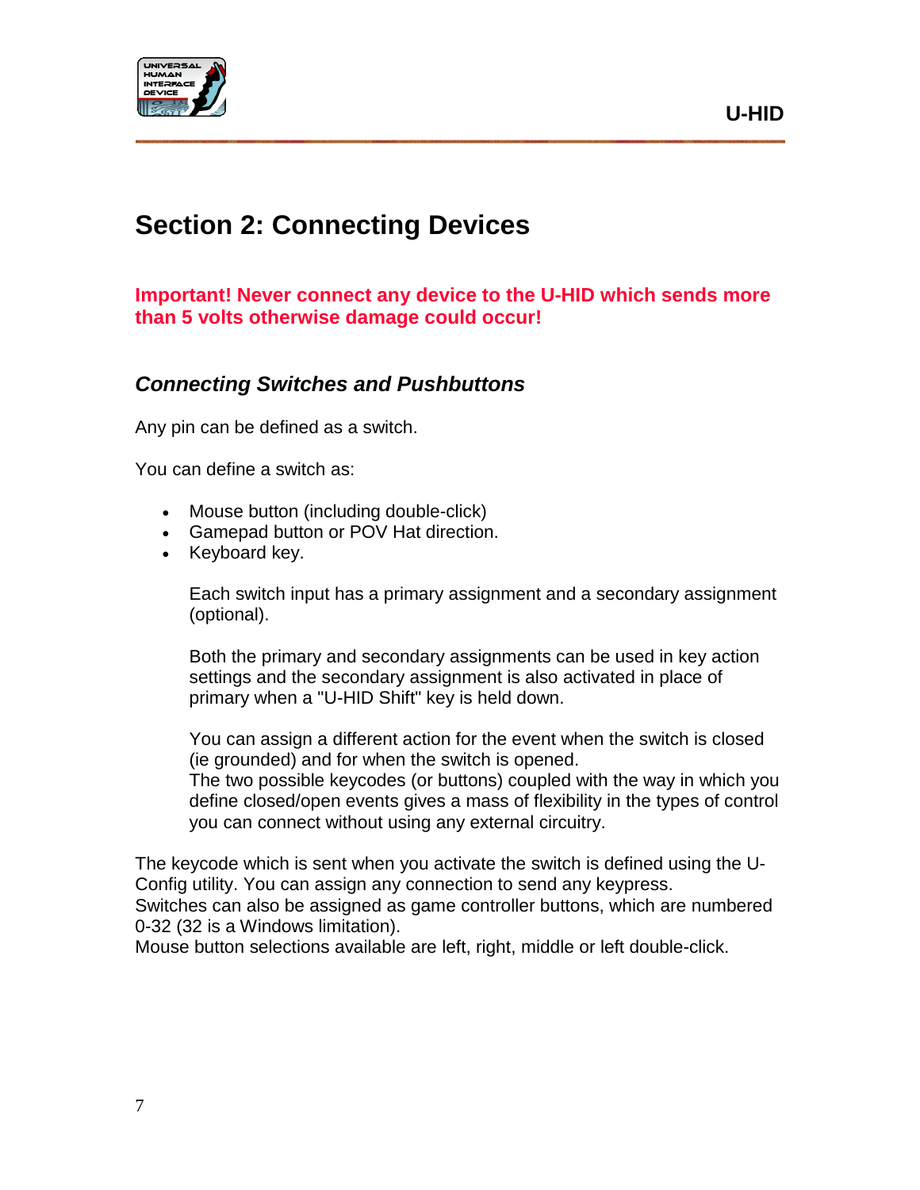# Section 2: Connecting Devices

**Important! Never connect any device to the U-HID which sends more than 5 volts otherwise damage could occur!**

## *Connecting Switches and Pushbuttons*

Any pin can be defined as a switch.

You can define a switch as:

- Mouse button (including double-click)
- Gamepad button or POV Hat direction.
- Keyboard key.

  Each switch input has a primary assignment and a secondary assignment (optional).

  Both the primary and secondary assignments can be used in key action settings and the secondary assignment is also activated in place of primary when a "U-HID Shift" key is held down.

  You can assign a different action for the event when the switch is closed (ie grounded) and for when the switch is opened.
  The two possible keycodes (or buttons) coupled with the way in which you define closed/open events gives a mass of flexibility in the types of control you can connect without using any external circuitry.

The keycode which is sent when you activate the switch is defined using the U-Config utility. You can assign any connection to send any keypress.
Switches can also be assigned as game controller buttons, which are numbered 0-32 (32 is a Windows limitation).
Mouse button selections available are left, right, middle or left double-click.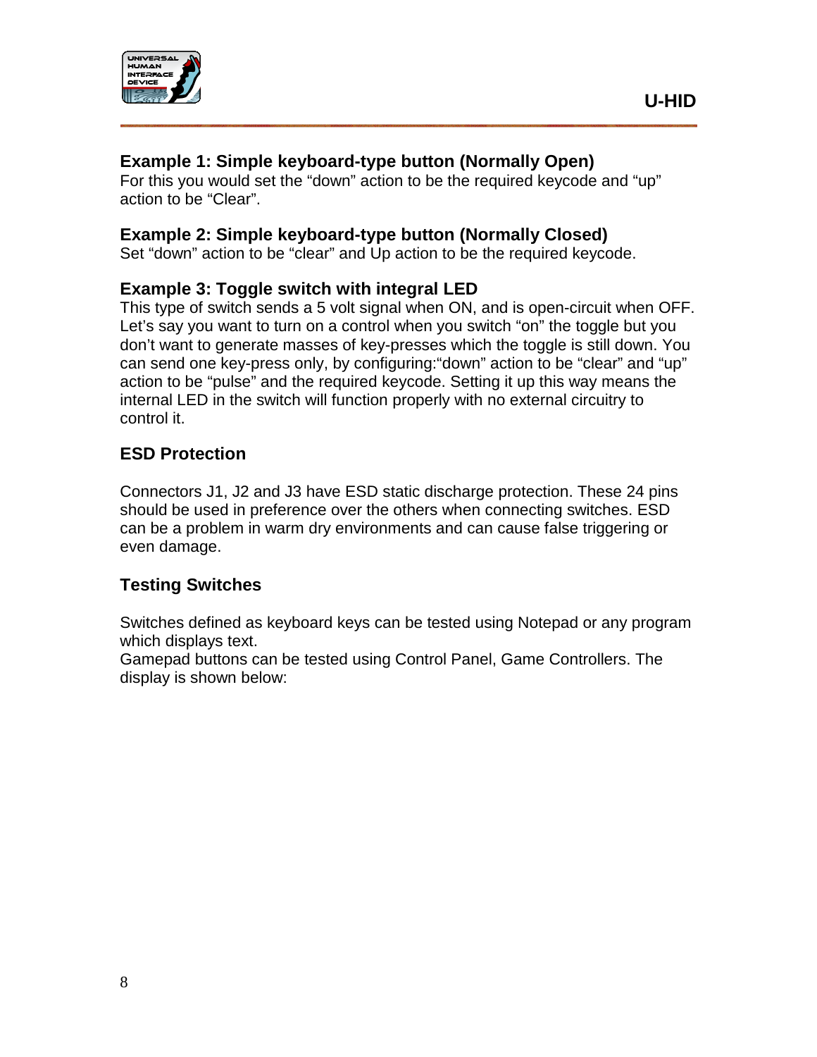### Example 1: Simple keyboard-type button (Normally Open)

For this you would set the “down” action to be the required keycode and “up” action to be “Clear”.

### Example 2: Simple keyboard-type button (Normally Closed)

Set “down” action to be “clear” and Up action to be the required keycode.

### Example 3: Toggle switch with integral LED

This type of switch sends a 5 volt signal when ON, and is open-circuit when OFF. Let’s say you want to turn on a control when you switch “on” the toggle but you don’t want to generate masses of key-presses which the toggle is still down. You can send one key-press only, by configuring:“down” action to be “clear” and “up” action to be “pulse” and the required keycode. Setting it up this way means the internal LED in the switch will function properly with no external circuitry to control it.

## ESD Protection

Connectors J1, J2 and J3 have ESD static discharge protection. These 24 pins should be used in preference over the others when connecting switches. ESD can be a problem in warm dry environments and can cause false triggering or even damage.

## Testing Switches

Switches defined as keyboard keys can be tested using Notepad or any program which displays text.
Gamepad buttons can be tested using Control Panel, Game Controllers. The display is shown below: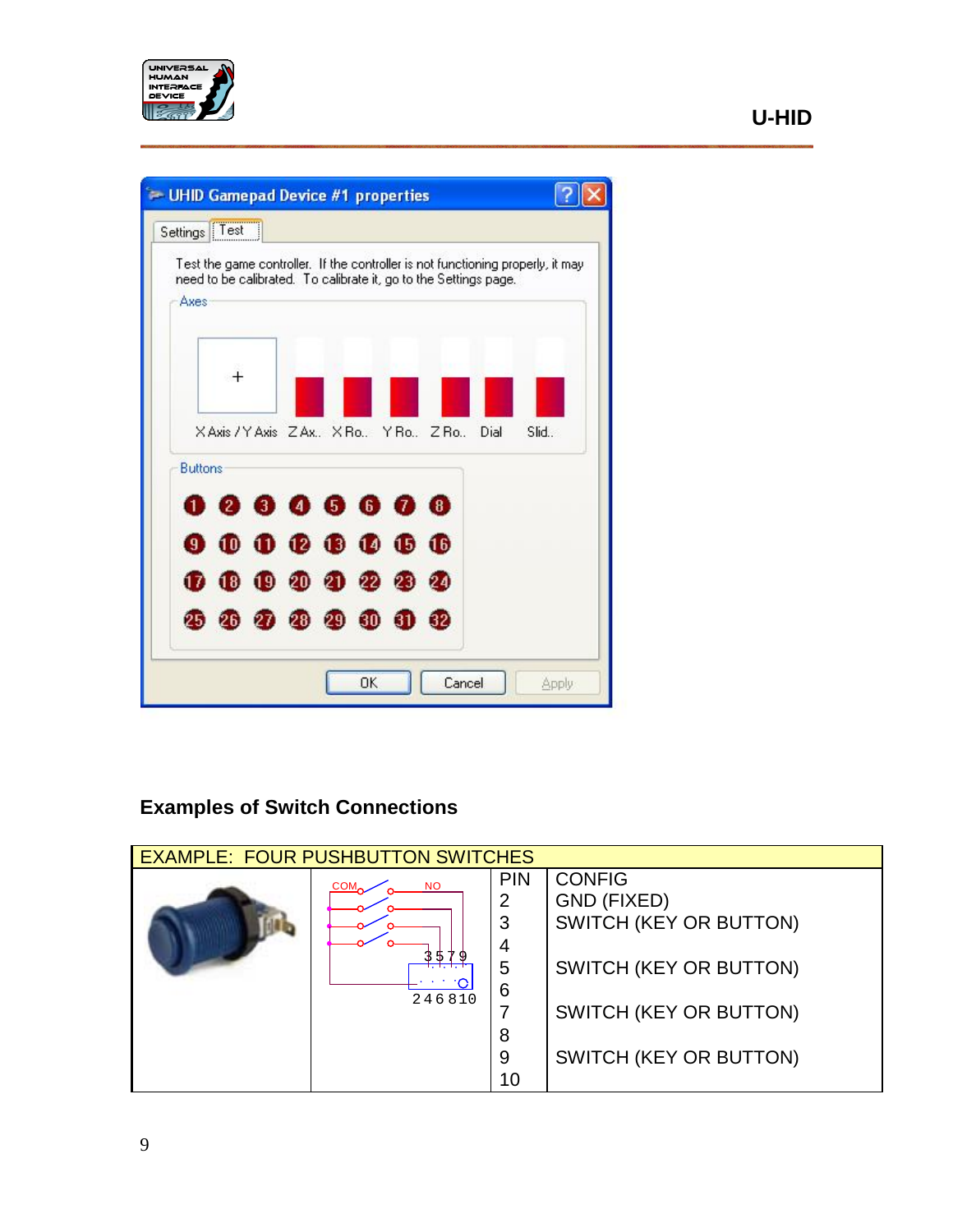## Examples of Switch Connections

| EXAMPLE: FOUR PUSHBUTTON SWITCHES | | | |
|---|---|---|---|
| | | PIN | CONFIG |
| | | 2 | GND (FIXED) |
| | | 3 | SWITCH (KEY OR BUTTON) |
| | | 4 | |
| | | 5 | SWITCH (KEY OR BUTTON) |
| | | 6 | |
| | | 7 | SWITCH (KEY OR BUTTON) |
| | | 8 | |
| | | 9 | SWITCH (KEY OR BUTTON) |
| | | 10 | |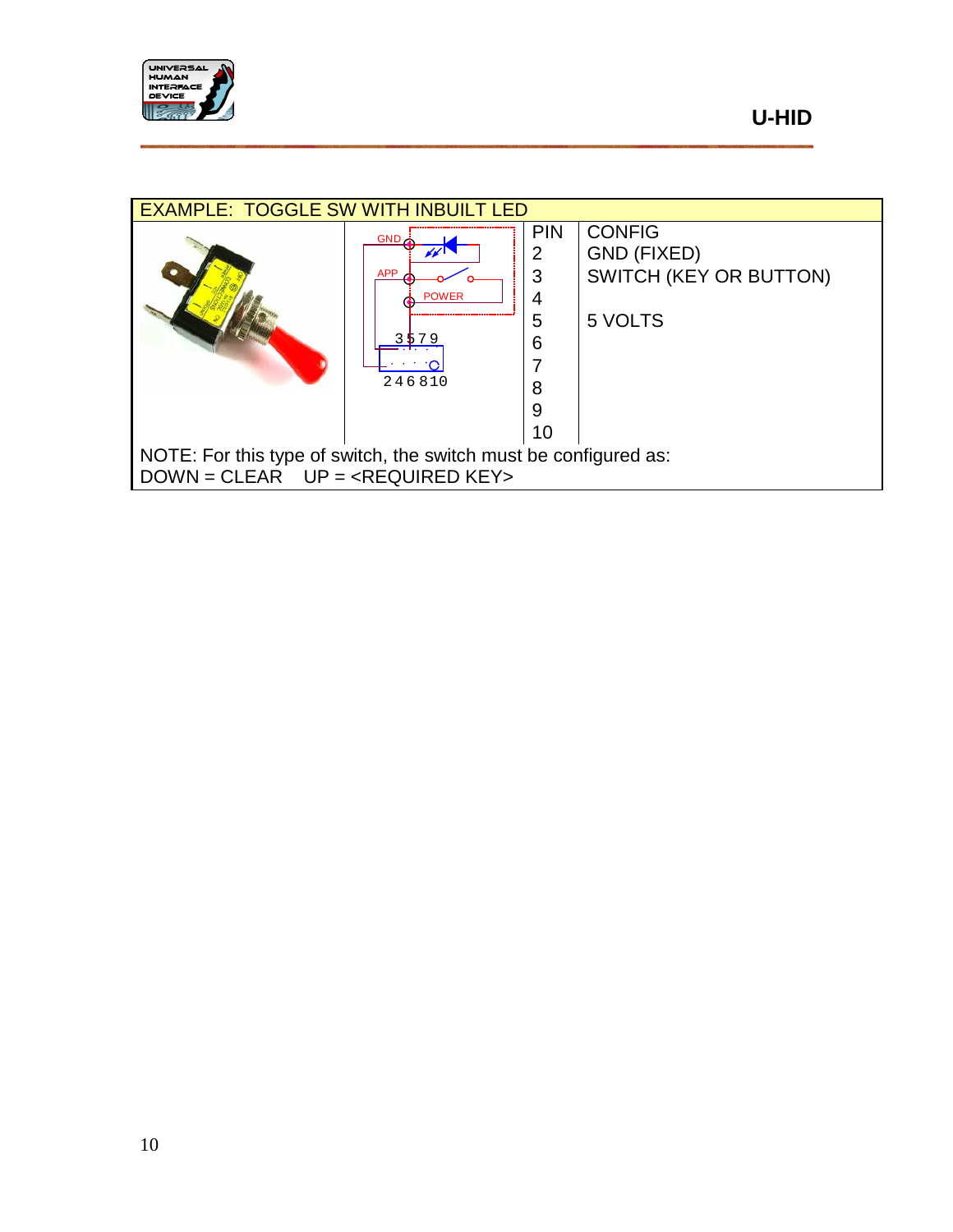**EXAMPLE: TOGGLE SW WITH INBUILT LED**

| PIN | CONFIG |
|---|---|
| 2 | GND (FIXED) |
| 3 | SWITCH (KEY OR BUTTON) |
| 4 | |
| 5 | 5 VOLTS |
| 6 | |
| 7 | |
| 8 | |
| 9 | |
| 10 | |

NOTE: For this type of switch, the switch must be configured as:
DOWN = CLEAR UP = <REQUIRED KEY>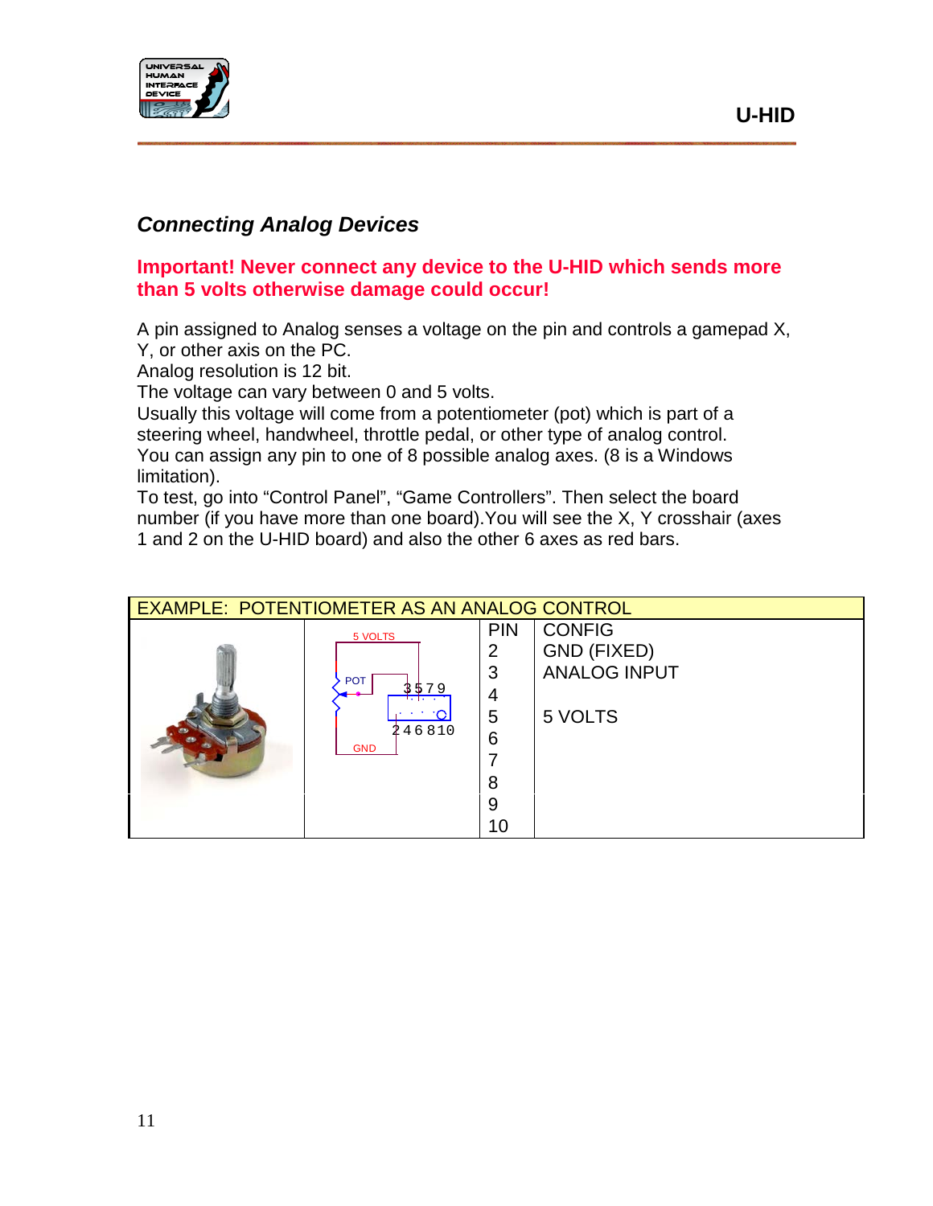### *Connecting Analog Devices*

**Important! Never connect any device to the U-HID which sends more than 5 volts otherwise damage could occur!**

A pin assigned to Analog senses a voltage on the pin and controls a gamepad X, Y, or other axis on the PC.
Analog resolution is 12 bit.
The voltage can vary between 0 and 5 volts.
Usually this voltage will come from a potentiometer (pot) which is part of a steering wheel, handwheel, throttle pedal, or other type of analog control.
You can assign any pin to one of 8 possible analog axes. (8 is a Windows limitation).
To test, go into "Control Panel", "Game Controllers". Then select the board number (if you have more than one board).You will see the X, Y crosshair (axes 1 and 2 on the U-HID board) and also the other 6 axes as red bars.

| EXAMPLE: POTENTIOMETER AS AN ANALOG CONTROL | | | |
|---|---|---|---|
| | 5 VOLTS<br>POT<br>3 5 7 9<br>2 4 6 8 10<br>GND | PIN | CONFIG |
| | | 2 | GND (FIXED) |
| | | 3 | ANALOG INPUT |
| | | 4 | |
| | | 5 | 5 VOLTS |
| | | 6 | |
| | | 7 | |
| | | 8 | |
| | | 9 | |
| | | 10 | |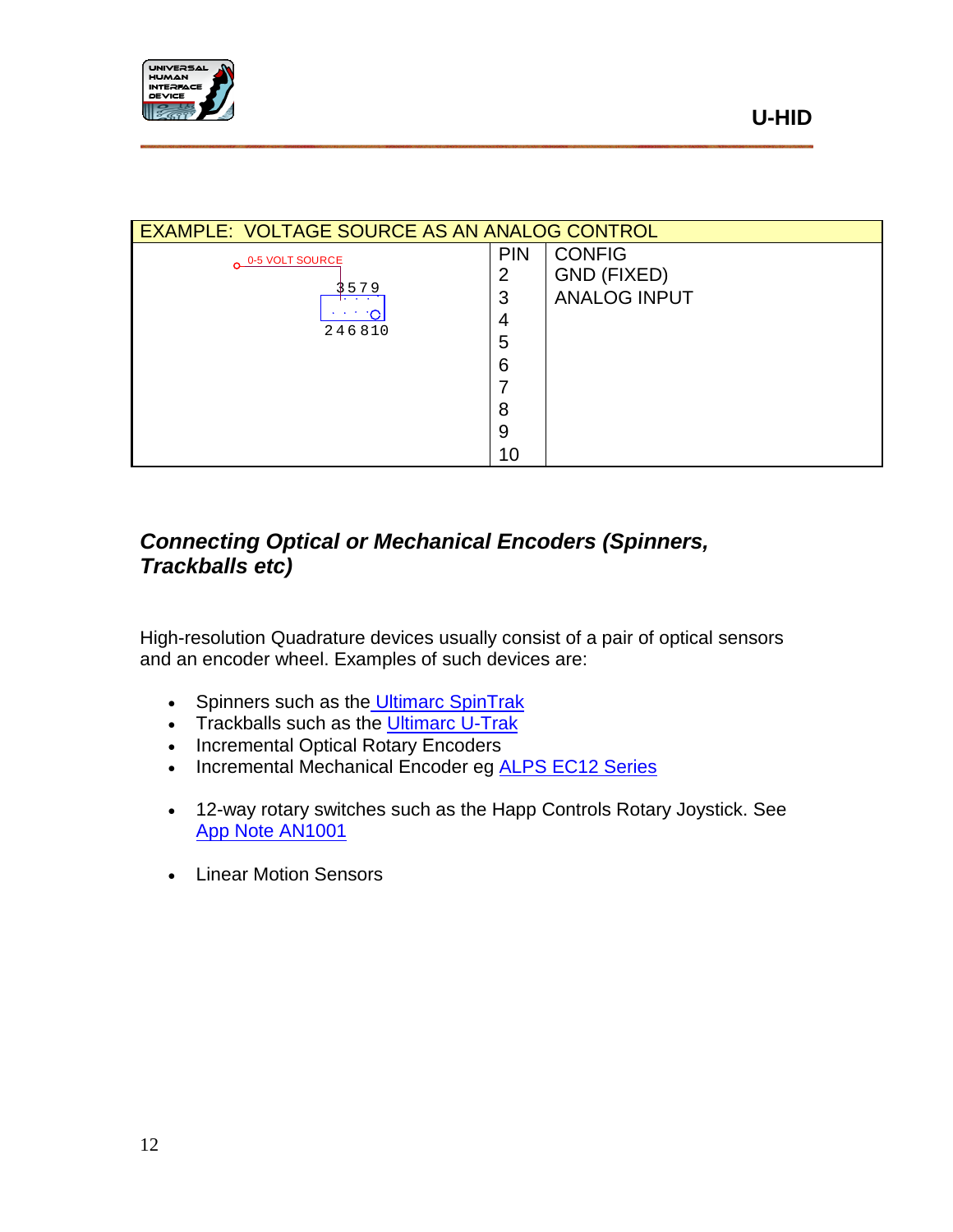| EXAMPLE: VOLTAGE SOURCE AS AN ANALOG CONTROL | | |
|---|---|---|
| 0-5 VOLT SOURCE<br>3 5 7 9<br>2 4 6 8 10 | PIN<br>2<br>3<br>4<br>5<br>6<br>7<br>8<br>9<br>10 | CONFIG<br>GND (FIXED)<br>ANALOG INPUT |

### *Connecting Optical or Mechanical Encoders (Spinners, Trackballs etc)*

High-resolution Quadrature devices usually consist of a pair of optical sensors and an encoder wheel. Examples of such devices are:

- Spinners such as the Ultimarc SpinTrak
- Trackballs such as the Ultimarc U-Trak
- Incremental Optical Rotary Encoders
- Incremental Mechanical Encoder eg ALPS EC12 Series

- 12-way rotary switches such as the Happ Controls Rotary Joystick. See App Note AN1001

- Linear Motion Sensors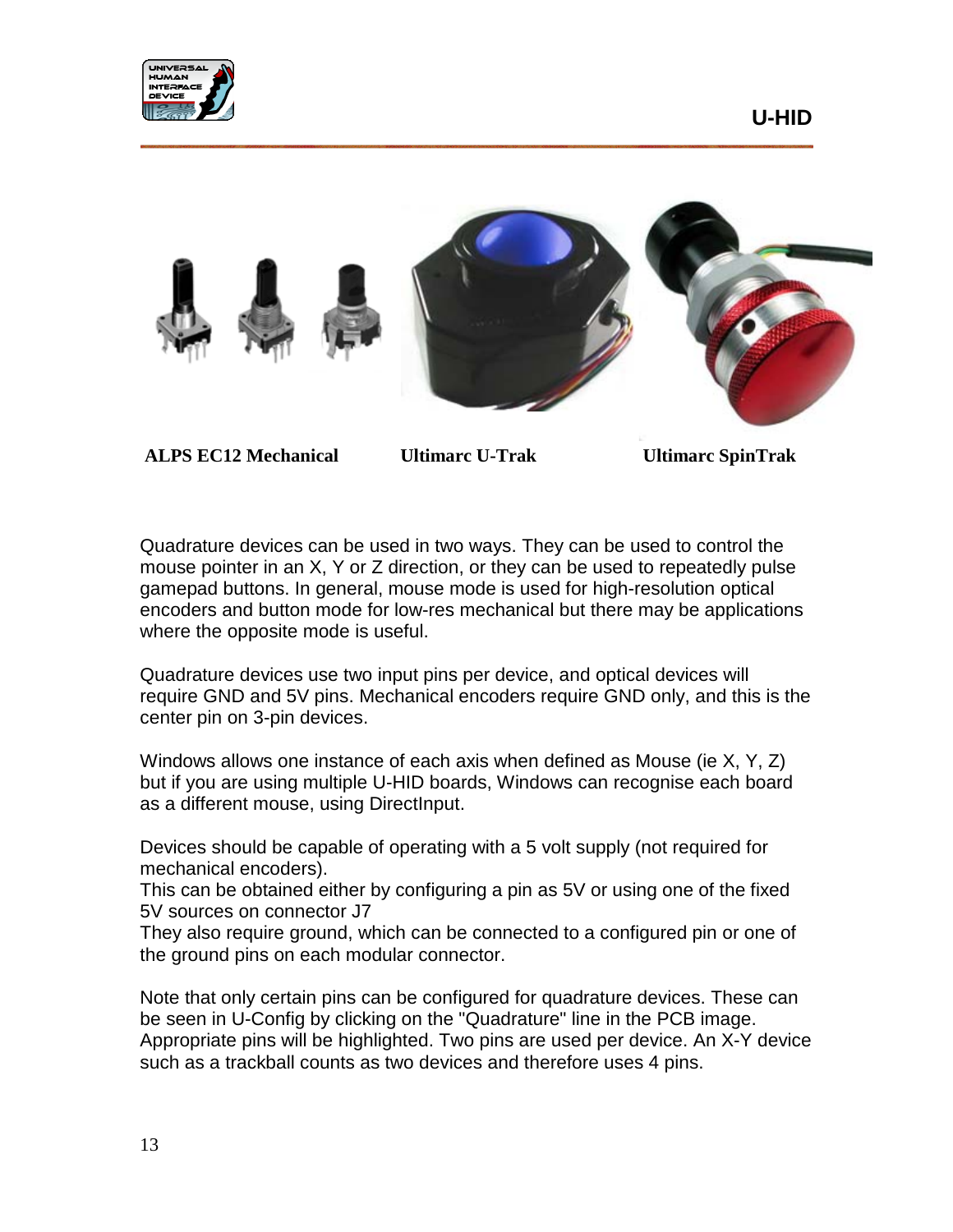**ALPS EC12 Mechanical** **Ultimarc U-Trak** **Ultimarc SpinTrak**

Quadrature devices can be used in two ways. They can be used to control the mouse pointer in an X, Y or Z direction, or they can be used to repeatedly pulse gamepad buttons. In general, mouse mode is used for high-resolution optical encoders and button mode for low-res mechanical but there may be applications where the opposite mode is useful.

Quadrature devices use two input pins per device, and optical devices will require GND and 5V pins. Mechanical encoders require GND only, and this is the center pin on 3-pin devices.

Windows allows one instance of each axis when defined as Mouse (ie X, Y, Z) but if you are using multiple U-HID boards, Windows can recognise each board as a different mouse, using DirectInput.

Devices should be capable of operating with a 5 volt supply (not required for mechanical encoders).
This can be obtained either by configuring a pin as 5V or using one of the fixed 5V sources on connector J7
They also require ground, which can be connected to a configured pin or one of the ground pins on each modular connector.

Note that only certain pins can be configured for quadrature devices. These can be seen in U-Config by clicking on the "Quadrature" line in the PCB image. Appropriate pins will be highlighted. Two pins are used per device. An X-Y device such as a trackball counts as two devices and therefore uses 4 pins.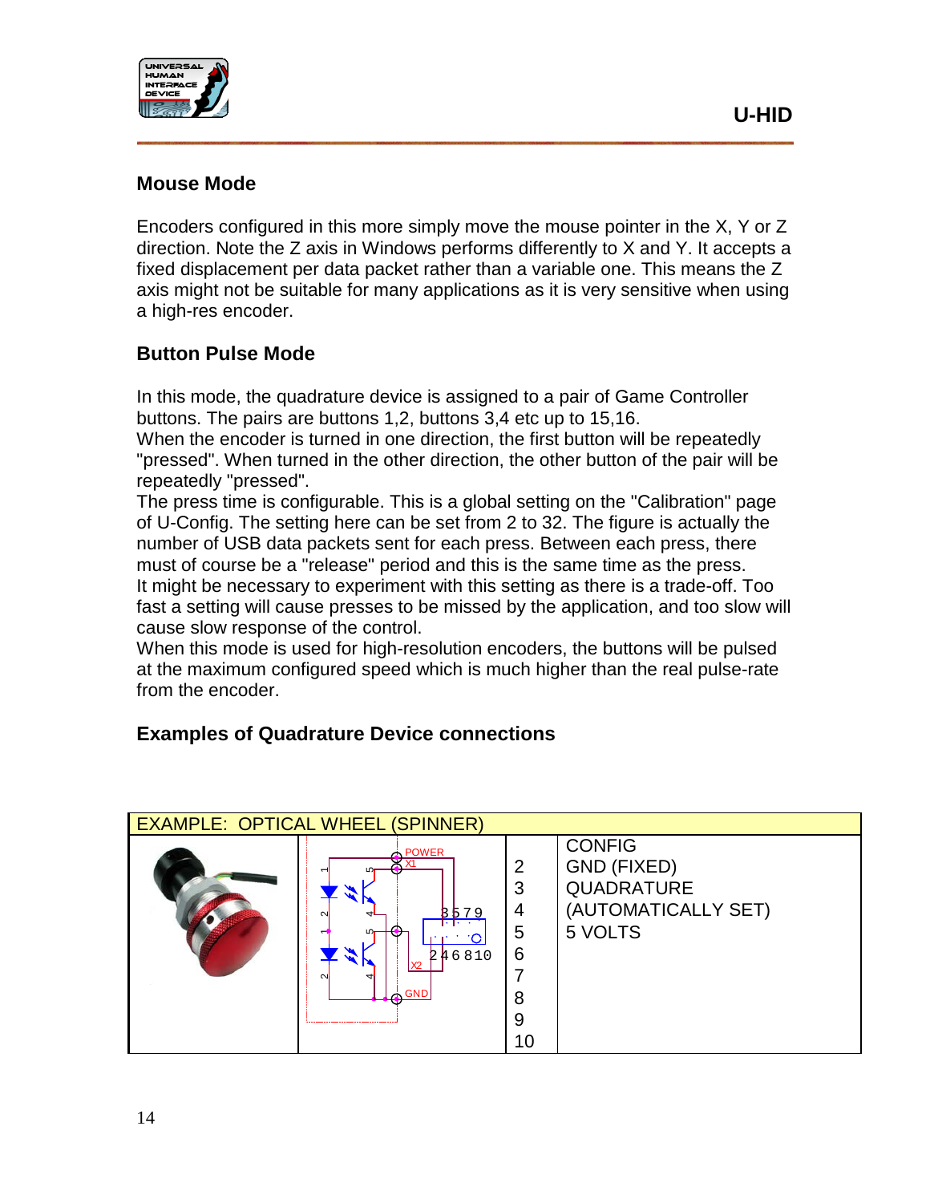## Mouse Mode

Encoders configured in this more simply move the mouse pointer in the X, Y or Z direction. Note the Z axis in Windows performs differently to X and Y. It accepts a fixed displacement per data packet rather than a variable one. This means the Z axis might not be suitable for many applications as it is very sensitive when using a high-res encoder.

## Button Pulse Mode

In this mode, the quadrature device is assigned to a pair of Game Controller buttons. The pairs are buttons 1,2, buttons 3,4 etc up to 15,16.
When the encoder is turned in one direction, the first button will be repeatedly "pressed". When turned in the other direction, the other button of the pair will be repeatedly "pressed".
The press time is configurable. This is a global setting on the "Calibration" page of U-Config. The setting here can be set from 2 to 32. The figure is actually the number of USB data packets sent for each press. Between each press, there must of course be a "release" period and this is the same time as the press.
It might be necessary to experiment with this setting as there is a trade-off. Too fast a setting will cause presses to be missed by the application, and too slow will cause slow response of the control.
When this mode is used for high-resolution encoders, the buttons will be pulsed at the maximum configured speed which is much higher than the real pulse-rate from the encoder.

## Examples of Quadrature Device connections

| EXAMPLE: OPTICAL WHEEL (SPINNER) | | | |
|---|---|---|---|
| | POWER X1 1 5 2 4 1 5 2 4 3 5 7 9 2 4 6 8 10 X2 GND | 2<br>3<br>4<br>5<br>6<br>7<br>8<br>9<br>10 | CONFIG<br>GND (FIXED)<br>QUADRATURE<br>(AUTOMATICALLY SET)<br>5 VOLTS |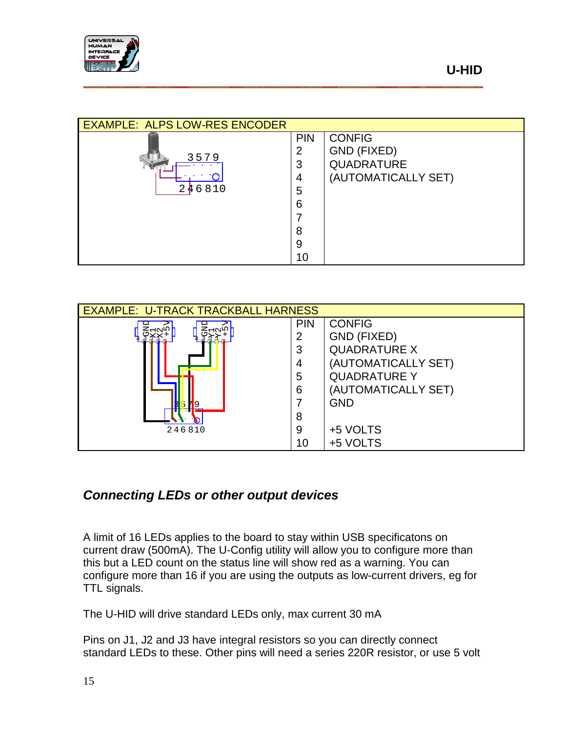| EXAMPLE: ALPS LOW-RES ENCODER | | |
|---|---|---|
| 3579 / 246810 | PIN | CONFIG |
| | 2 | GND (FIXED) |
| | 3 | QUADRATURE |
| | 4 | (AUTOMATICALLY SET) |
| | 5 | |
| | 6 | |
| | 7 | |
| | 8 | |
| | 9 | |
| | 10 | |

| EXAMPLE: U-TRACK TRACKBALL HARNESS | | |
|---|---|---|
| GND X1 X2 +5V / GND Y1 Y2 +5V / 3579 / 246810 | PIN | CONFIG |
| | 2 | GND (FIXED) |
| | 3 | QUADRATURE X |
| | 4 | (AUTOMATICALLY SET) |
| | 5 | QUADRATURE Y |
| | 6 | (AUTOMATICALLY SET) |
| | 7 | GND |
| | 8 | |
| | 9 | +5 VOLTS |
| | 10 | +5 VOLTS |

### *Connecting LEDs or other output devices*

A limit of 16 LEDs applies to the board to stay within USB specificatons on current draw (500mA). The U-Config utility will allow you to configure more than this but a LED count on the status line will show red as a warning. You can configure more than 16 if you are using the outputs as low-current drivers, eg for TTL signals.

The U-HID will drive standard LEDs only, max current 30 mA

Pins on J1, J2 and J3 have integral resistors so you can directly connect standard LEDs to these. Other pins will need a series 220R resistor, or use 5 volt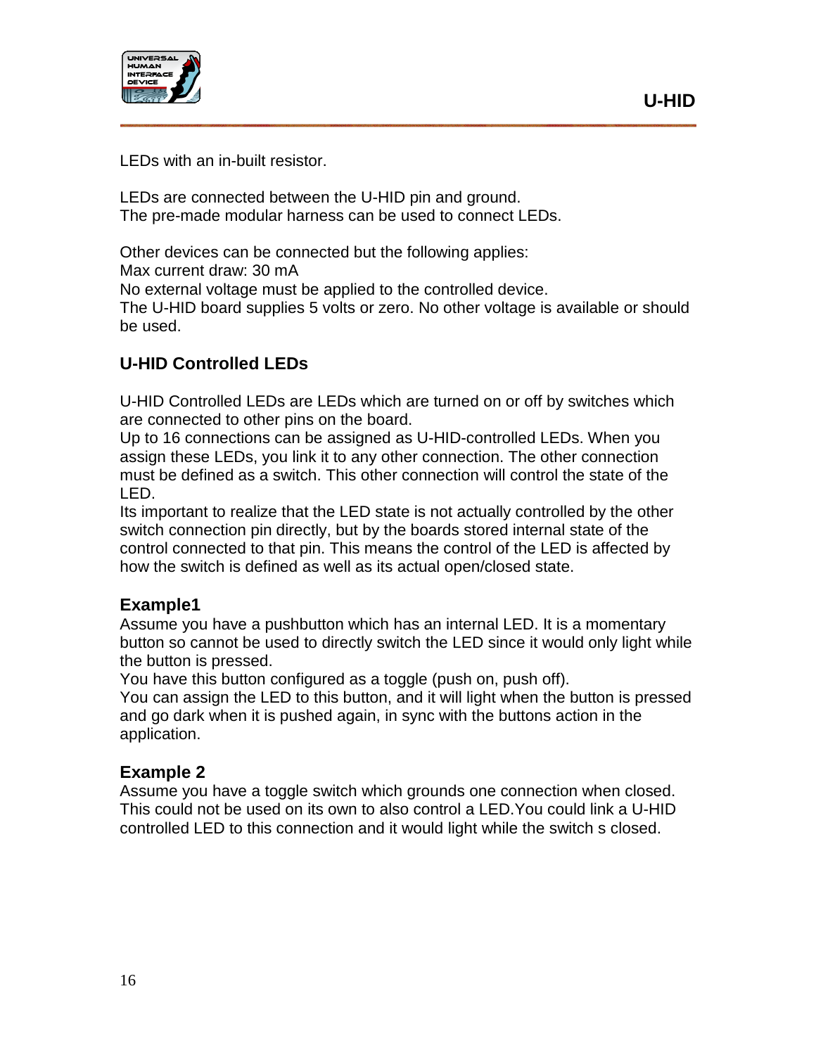LEDs with an in-built resistor.

LEDs are connected between the U-HID pin and ground.
The pre-made modular harness can be used to connect LEDs.

Other devices can be connected but the following applies:
Max current draw: 30 mA
No external voltage must be applied to the controlled device.
The U-HID board supplies 5 volts or zero. No other voltage is available or should be used.

## U-HID Controlled LEDs

U-HID Controlled LEDs are LEDs which are turned on or off by switches which are connected to other pins on the board.
Up to 16 connections can be assigned as U-HID-controlled LEDs. When you assign these LEDs, you link it to any other connection. The other connection must be defined as a switch. This other connection will control the state of the LED.
Its important to realize that the LED state is not actually controlled by the other switch connection pin directly, but by the boards stored internal state of the control connected to that pin. This means the control of the LED is affected by how the switch is defined as well as its actual open/closed state.

### Example1

Assume you have a pushbutton which has an internal LED. It is a momentary button so cannot be used to directly switch the LED since it would only light while the button is pressed.
You have this button configured as a toggle (push on, push off).
You can assign the LED to this button, and it will light when the button is pressed and go dark when it is pushed again, in sync with the buttons action in the application.

### Example 2

Assume you have a toggle switch which grounds one connection when closed. This could not be used on its own to also control a LED.You could link a U-HID controlled LED to this connection and it would light while the switch s closed.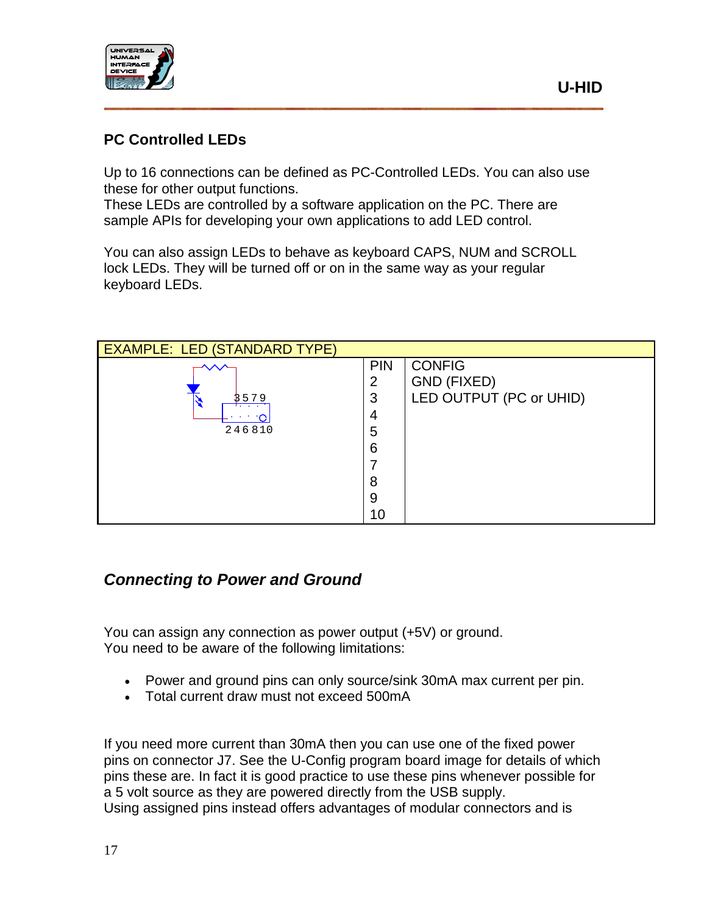## PC Controlled LEDs

Up to 16 connections can be defined as PC-Controlled LEDs. You can also use these for other output functions.
These LEDs are controlled by a software application on the PC. There are sample APIs for developing your own applications to add LED control.

You can also assign LEDs to behave as keyboard CAPS, NUM and SCROLL lock LEDs. They will be turned off or on in the same way as your regular keyboard LEDs.

| EXAMPLE: LED (STANDARD TYPE) | | |
|---|---|---|
| 3 5 7 9 / 2 4 6 8 10 | PIN | CONFIG |
| | 2 | GND (FIXED) |
| | 3 | LED OUTPUT (PC or UHID) |
| | 4 | |
| | 5 | |
| | 6 | |
| | 7 | |
| | 8 | |
| | 9 | |
| | 10 | |

## *Connecting to Power and Ground*

You can assign any connection as power output (+5V) or ground.
You need to be aware of the following limitations:

- Power and ground pins can only source/sink 30mA max current per pin.
- Total current draw must not exceed 500mA

If you need more current than 30mA then you can use one of the fixed power pins on connector J7. See the U-Config program board image for details of which pins these are. In fact it is good practice to use these pins whenever possible for a 5 volt source as they are powered directly from the USB supply.
Using assigned pins instead offers advantages of modular connectors and is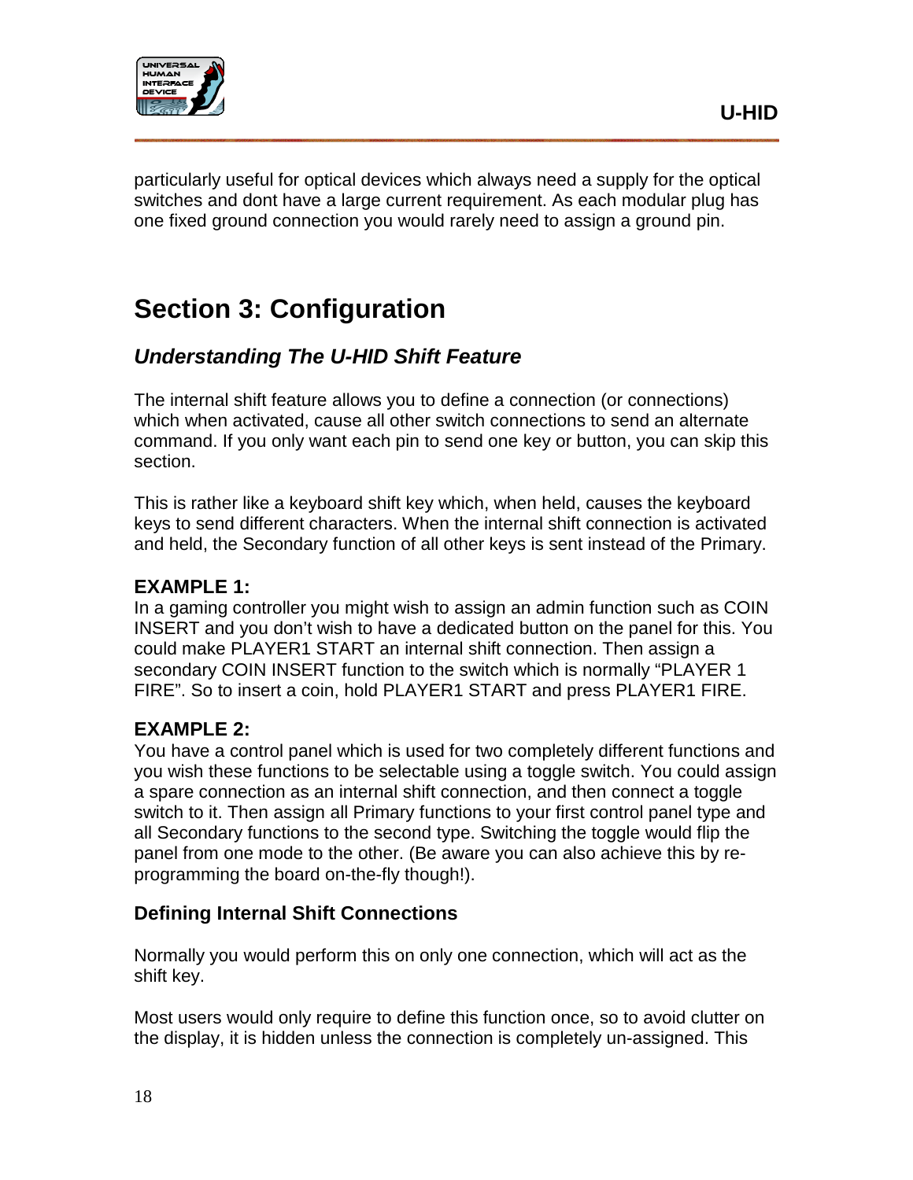particularly useful for optical devices which always need a supply for the optical switches and dont have a large current requirement. As each modular plug has one fixed ground connection you would rarely need to assign a ground pin.

# Section 3: Configuration

## *Understanding The U-HID Shift Feature*

The internal shift feature allows you to define a connection (or connections) which when activated, cause all other switch connections to send an alternate command. If you only want each pin to send one key or button, you can skip this section.

This is rather like a keyboard shift key which, when held, causes the keyboard keys to send different characters. When the internal shift connection is activated and held, the Secondary function of all other keys is sent instead of the Primary.

**EXAMPLE 1:**
In a gaming controller you might wish to assign an admin function such as COIN INSERT and you don't wish to have a dedicated button on the panel for this. You could make PLAYER1 START an internal shift connection. Then assign a secondary COIN INSERT function to the switch which is normally "PLAYER 1 FIRE". So to insert a coin, hold PLAYER1 START and press PLAYER1 FIRE.

**EXAMPLE 2:**
You have a control panel which is used for two completely different functions and you wish these functions to be selectable using a toggle switch. You could assign a spare connection as an internal shift connection, and then connect a toggle switch to it. Then assign all Primary functions to your first control panel type and all Secondary functions to the second type. Switching the toggle would flip the panel from one mode to the other. (Be aware you can also achieve this by re-programming the board on-the-fly though!).

### Defining Internal Shift Connections

Normally you would perform this on only one connection, which will act as the shift key.

Most users would only require to define this function once, so to avoid clutter on the display, it is hidden unless the connection is completely un-assigned. This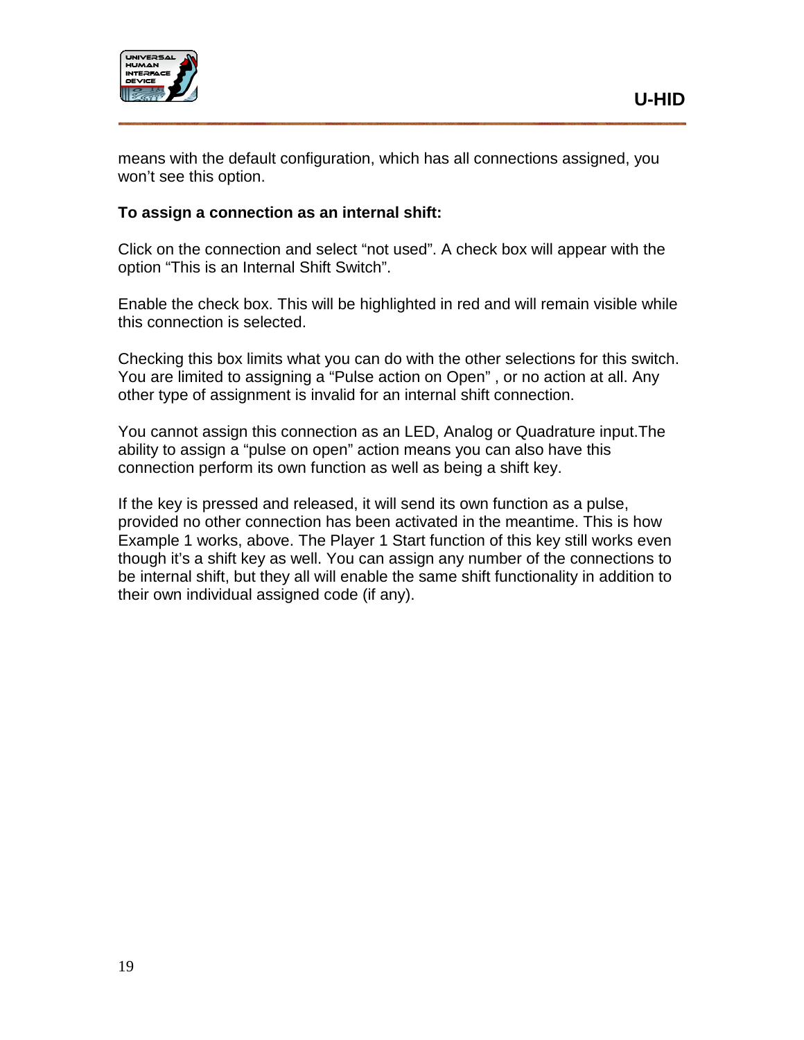means with the default configuration, which has all connections assigned, you won't see this option.

**To assign a connection as an internal shift:**

Click on the connection and select "not used". A check box will appear with the option "This is an Internal Shift Switch".

Enable the check box. This will be highlighted in red and will remain visible while this connection is selected.

Checking this box limits what you can do with the other selections for this switch. You are limited to assigning a "Pulse action on Open" , or no action at all. Any other type of assignment is invalid for an internal shift connection.

You cannot assign this connection as an LED, Analog or Quadrature input.The ability to assign a "pulse on open" action means you can also have this connection perform its own function as well as being a shift key.

If the key is pressed and released, it will send its own function as a pulse, provided no other connection has been activated in the meantime. This is how Example 1 works, above. The Player 1 Start function of this key still works even though it's a shift key as well. You can assign any number of the connections to be internal shift, but they all will enable the same shift functionality in addition to their own individual assigned code (if any).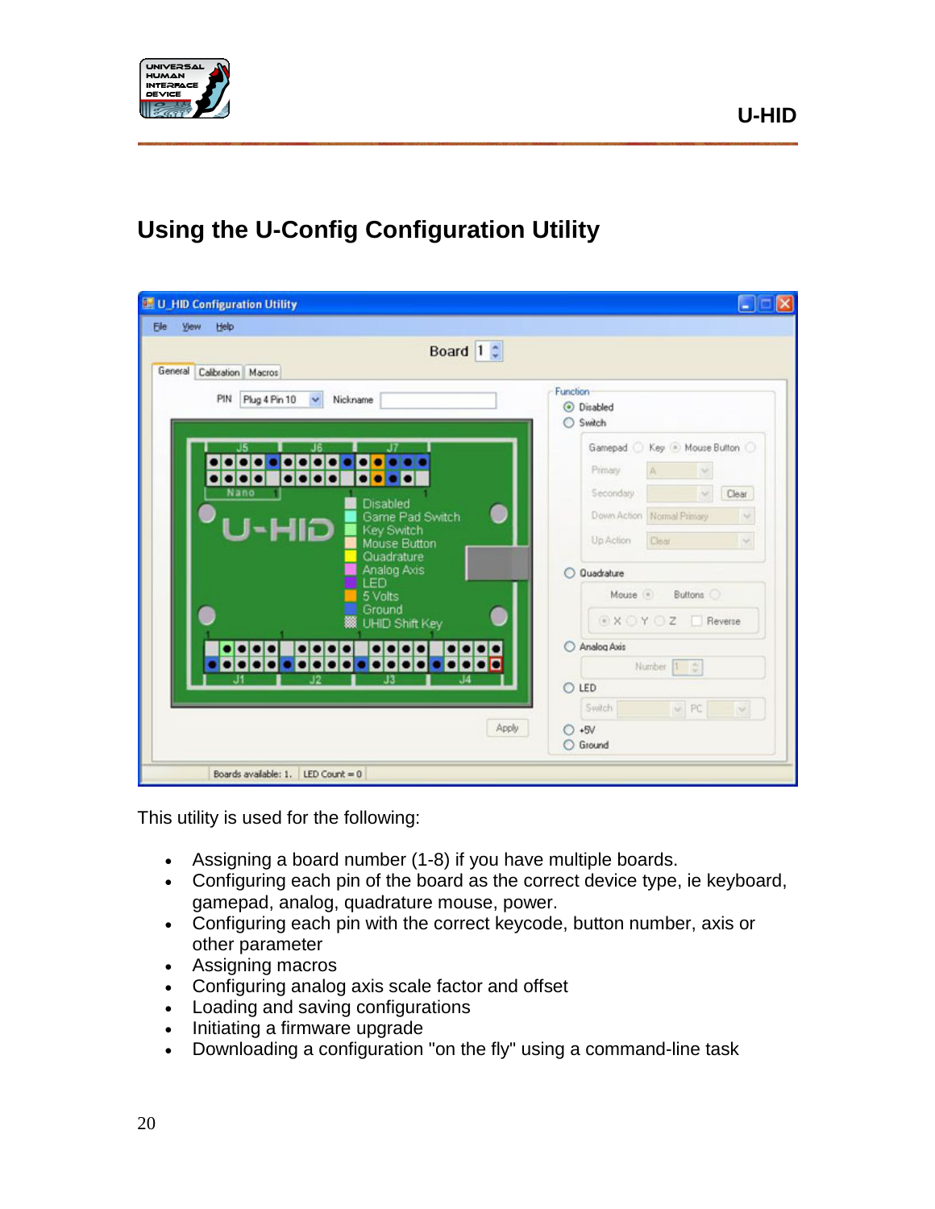# Using the U-Config Configuration Utility

This utility is used for the following:

- Assigning a board number (1-8) if you have multiple boards.
- Configuring each pin of the board as the correct device type, ie keyboard, gamepad, analog, quadrature mouse, power.
- Configuring each pin with the correct keycode, button number, axis or other parameter
- Assigning macros
- Configuring analog axis scale factor and offset
- Loading and saving configurations
- Initiating a firmware upgrade
- Downloading a configuration "on the fly" using a command-line task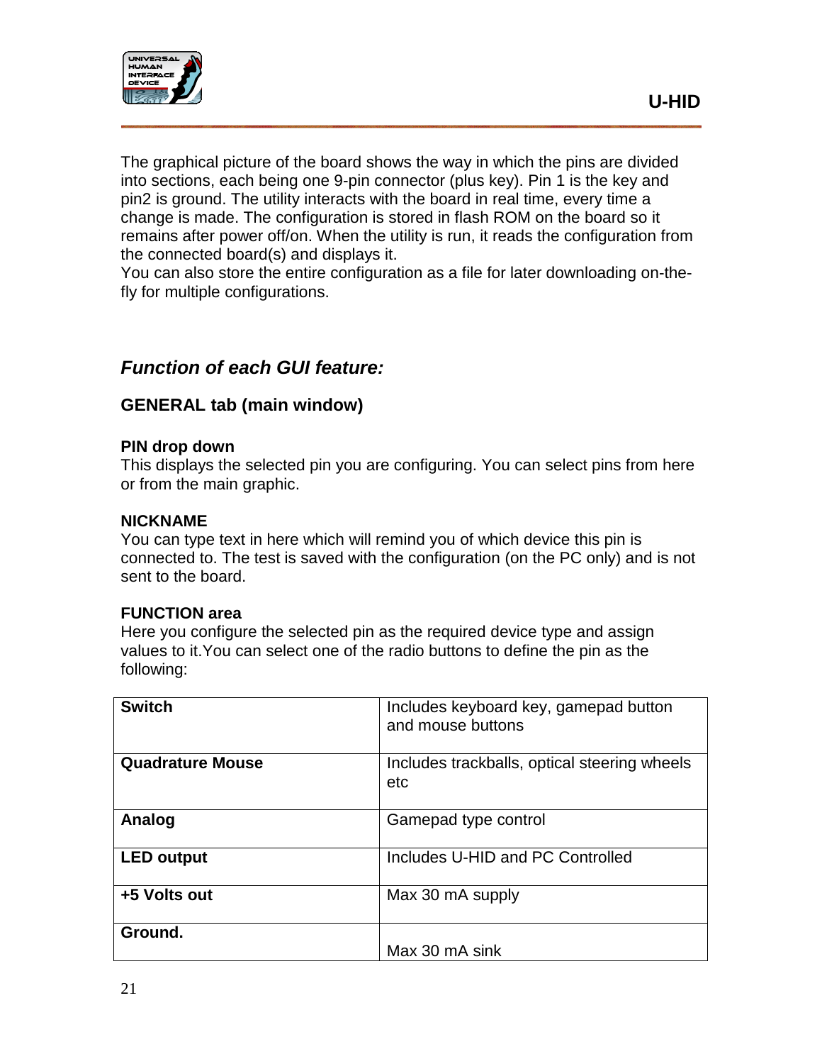The graphical picture of the board shows the way in which the pins are divided into sections, each being one 9-pin connector (plus key). Pin 1 is the key and pin2 is ground. The utility interacts with the board in real time, every time a change is made. The configuration is stored in flash ROM on the board so it remains after power off/on. When the utility is run, it reads the configuration from the connected board(s) and displays it.
You can also store the entire configuration as a file for later downloading on-the-fly for multiple configurations.

## *Function of each GUI feature:*

### GENERAL tab (main window)

**PIN drop down**
This displays the selected pin you are configuring. You can select pins from here or from the main graphic.

**NICKNAME**
You can type text in here which will remind you of which device this pin is connected to. The test is saved with the configuration (on the PC only) and is not sent to the board.

**FUNCTION area**
Here you configure the selected pin as the required device type and assign values to it.You can select one of the radio buttons to define the pin as the following:

| | |
|---|---|
| **Switch** | Includes keyboard key, gamepad button and mouse buttons |
| **Quadrature Mouse** | Includes trackballs, optical steering wheels etc |
| **Analog** | Gamepad type control |
| **LED output** | Includes U-HID and PC Controlled |
| **+5 Volts out** | Max 30 mA supply |
| **Ground.** | Max 30 mA sink |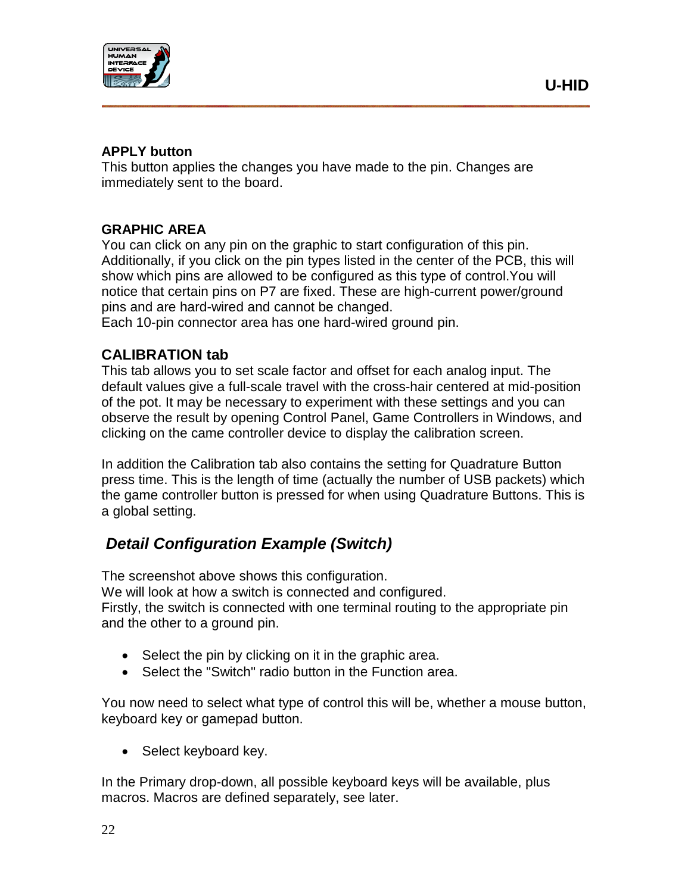**APPLY button**
This button applies the changes you have made to the pin. Changes are immediately sent to the board.

**GRAPHIC AREA**
You can click on any pin on the graphic to start configuration of this pin. Additionally, if you click on the pin types listed in the center of the PCB, this will show which pins are allowed to be configured as this type of control.You will notice that certain pins on P7 are fixed. These are high-current power/ground pins and are hard-wired and cannot be changed.
Each 10-pin connector area has one hard-wired ground pin.

### CALIBRATION tab

This tab allows you to set scale factor and offset for each analog input. The default values give a full-scale travel with the cross-hair centered at mid-position of the pot. It may be necessary to experiment with these settings and you can observe the result by opening Control Panel, Game Controllers in Windows, and clicking on the came controller device to display the calibration screen.

In addition the Calibration tab also contains the setting for Quadrature Button press time. This is the length of time (actually the number of USB packets) which the game controller button is pressed for when using Quadrature Buttons. This is a global setting.

## *Detail Configuration Example (Switch)*

The screenshot above shows this configuration.
We will look at how a switch is connected and configured.
Firstly, the switch is connected with one terminal routing to the appropriate pin and the other to a ground pin.

- Select the pin by clicking on it in the graphic area.
- Select the "Switch" radio button in the Function area.

You now need to select what type of control this will be, whether a mouse button, keyboard key or gamepad button.

- Select keyboard key.

In the Primary drop-down, all possible keyboard keys will be available, plus macros. Macros are defined separately, see later.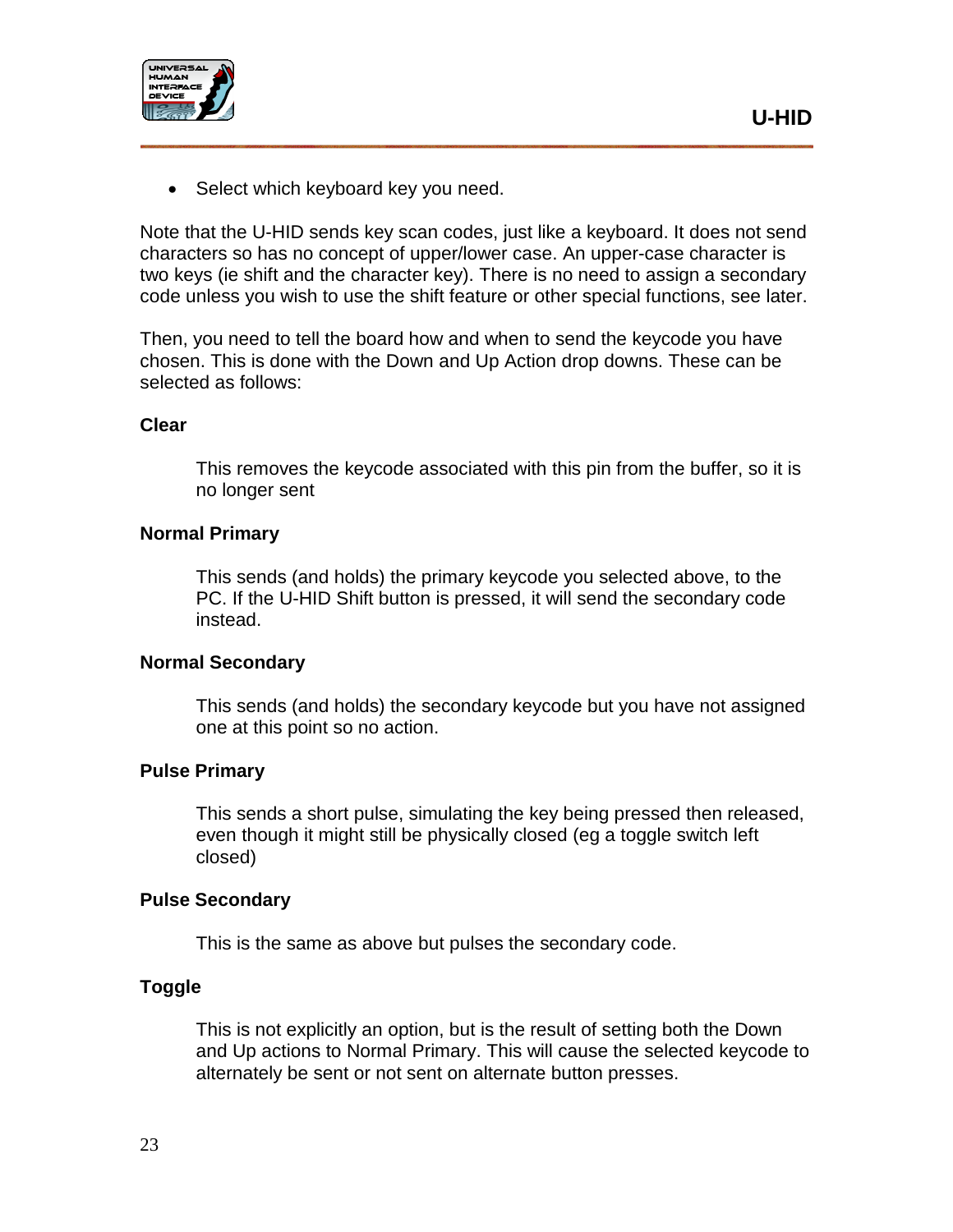- Select which keyboard key you need.

Note that the U-HID sends key scan codes, just like a keyboard. It does not send characters so has no concept of upper/lower case. An upper-case character is two keys (ie shift and the character key). There is no need to assign a secondary code unless you wish to use the shift feature or other special functions, see later.

Then, you need to tell the board how and when to send the keycode you have chosen. This is done with the Down and Up Action drop downs. These can be selected as follows:

**Clear**

This removes the keycode associated with this pin from the buffer, so it is no longer sent

**Normal Primary**

This sends (and holds) the primary keycode you selected above, to the PC. If the U-HID Shift button is pressed, it will send the secondary code instead.

**Normal Secondary**

This sends (and holds) the secondary keycode but you have not assigned one at this point so no action.

**Pulse Primary**

This sends a short pulse, simulating the key being pressed then released, even though it might still be physically closed (eg a toggle switch left closed)

**Pulse Secondary**

This is the same as above but pulses the secondary code.

**Toggle**

This is not explicitly an option, but is the result of setting both the Down and Up actions to Normal Primary. This will cause the selected keycode to alternately be sent or not sent on alternate button presses.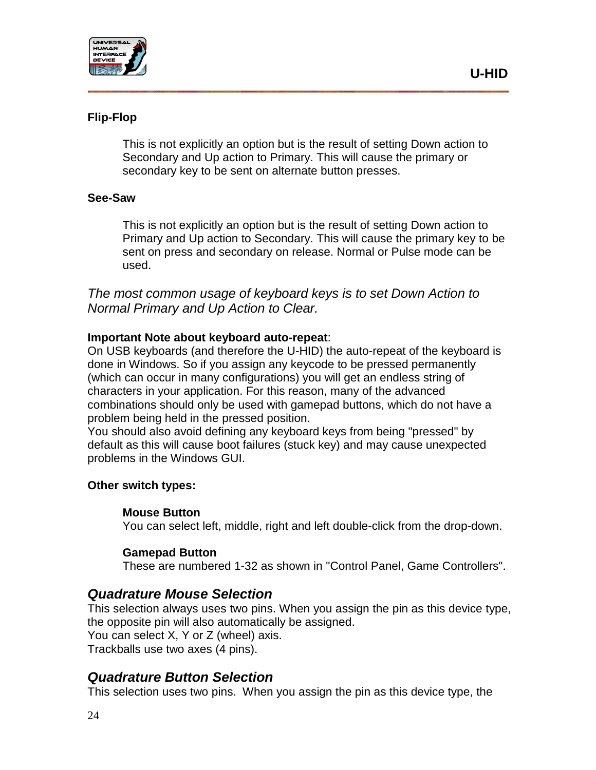**Flip-Flop**

This is not explicitly an option but is the result of setting Down action to Secondary and Up action to Primary. This will cause the primary or secondary key to be sent on alternate button presses.

**See-Saw**

This is not explicitly an option but is the result of setting Down action to Primary and Up action to Secondary. This will cause the primary key to be sent on press and secondary on release. Normal or Pulse mode can be used.

*The most common usage of keyboard keys is to set Down Action to Normal Primary and Up Action to Clear.*

**Important Note about keyboard auto-repeat**:
On USB keyboards (and therefore the U-HID) the auto-repeat of the keyboard is done in Windows. So if you assign any keycode to be pressed permanently (which can occur in many configurations) you will get an endless string of characters in your application. For this reason, many of the advanced combinations should only be used with gamepad buttons, which do not have a problem being held in the pressed position.
You should also avoid defining any keyboard keys from being "pressed" by default as this will cause boot failures (stuck key) and may cause unexpected problems in the Windows GUI.

**Other switch types:**

**Mouse Button**
You can select left, middle, right and left double-click from the drop-down.

**Gamepad Button**
These are numbered 1-32 as shown in "Control Panel, Game Controllers".

## *Quadrature Mouse Selection*

This selection always uses two pins. When you assign the pin as this device type, the opposite pin will also automatically be assigned.
You can select X, Y or Z (wheel) axis.
Trackballs use two axes (4 pins).

## *Quadrature Button Selection*

This selection uses two pins. When you assign the pin as this device type, the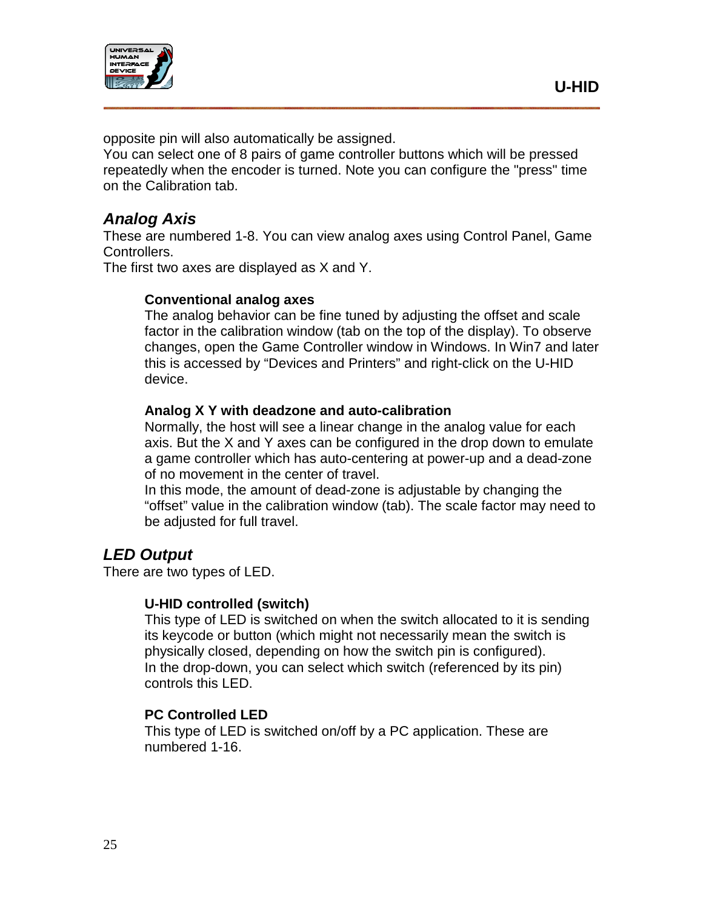opposite pin will also automatically be assigned.
You can select one of 8 pairs of game controller buttons which will be pressed repeatedly when the encoder is turned. Note you can configure the "press" time on the Calibration tab.

## *Analog Axis*

These are numbered 1-8. You can view analog axes using Control Panel, Game Controllers.
The first two axes are displayed as X and Y.

### Conventional analog axes

The analog behavior can be fine tuned by adjusting the offset and scale factor in the calibration window (tab on the top of the display). To observe changes, open the Game Controller window in Windows. In Win7 and later this is accessed by “Devices and Printers” and right-click on the U-HID device.

### Analog X Y with deadzone and auto-calibration

Normally, the host will see a linear change in the analog value for each axis. But the X and Y axes can be configured in the drop down to emulate a game controller which has auto-centering at power-up and a dead-zone of no movement in the center of travel.
In this mode, the amount of dead-zone is adjustable by changing the “offset” value in the calibration window (tab). The scale factor may need to be adjusted for full travel.

## *LED Output*

There are two types of LED.

### U-HID controlled (switch)

This type of LED is switched on when the switch allocated to it is sending its keycode or button (which might not necessarily mean the switch is physically closed, depending on how the switch pin is configured).
In the drop-down, you can select which switch (referenced by its pin) controls this LED.

### PC Controlled LED

This type of LED is switched on/off by a PC application. These are numbered 1-16.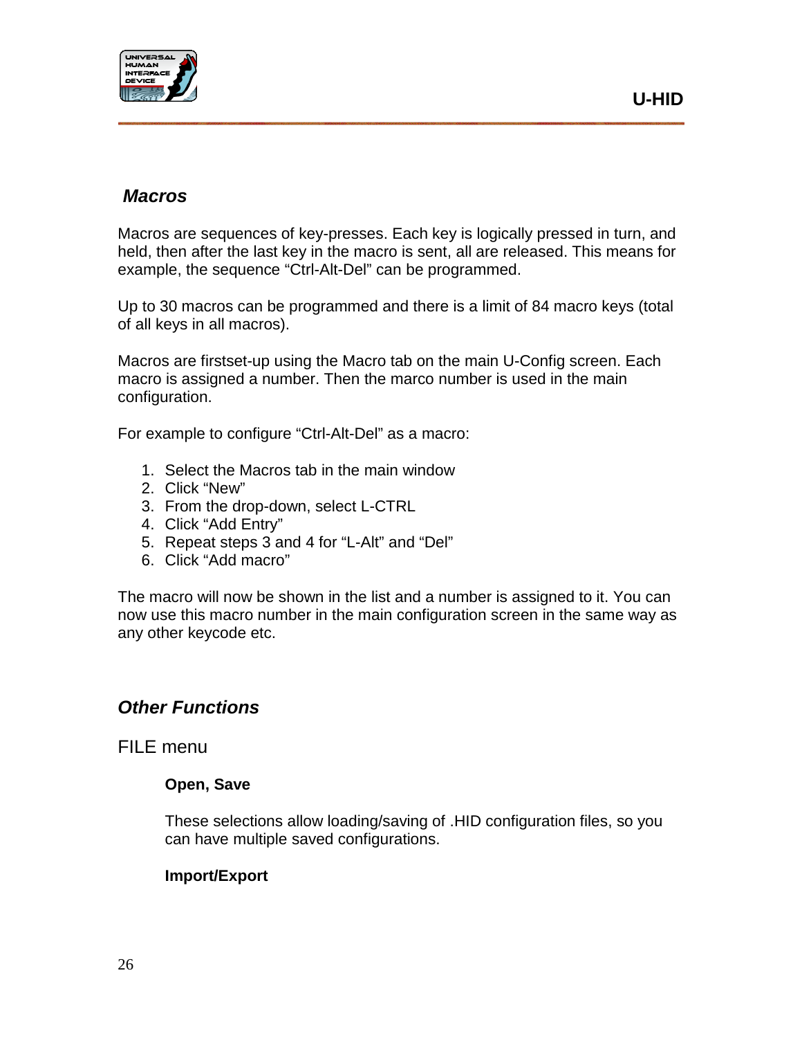## *Macros*

Macros are sequences of key-presses. Each key is logically pressed in turn, and held, then after the last key in the macro is sent, all are released. This means for example, the sequence "Ctrl-Alt-Del" can be programmed.

Up to 30 macros can be programmed and there is a limit of 84 macro keys (total of all keys in all macros).

Macros are firstset-up using the Macro tab on the main U-Config screen. Each macro is assigned a number. Then the marco number is used in the main configuration.

For example to configure "Ctrl-Alt-Del" as a macro:

1. Select the Macros tab in the main window
2. Click "New"
3. From the drop-down, select L-CTRL
4. Click "Add Entry"
5. Repeat steps 3 and 4 for "L-Alt" and "Del"
6. Click "Add macro"

The macro will now be shown in the list and a number is assigned to it. You can now use this macro number in the main configuration screen in the same way as any other keycode etc.

## *Other Functions*

### FILE menu

**Open, Save**

These selections allow loading/saving of .HID configuration files, so you can have multiple saved configurations.

**Import/Export**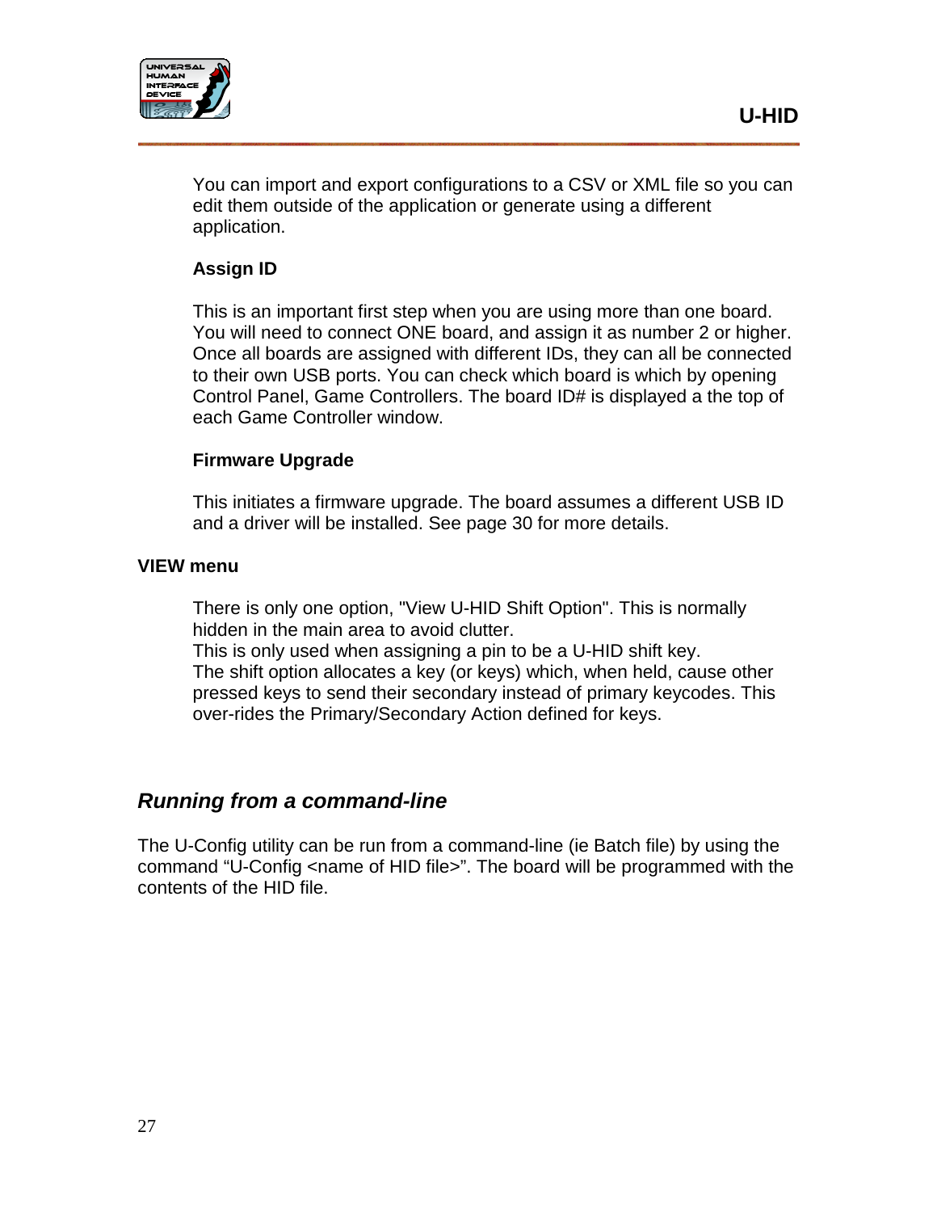You can import and export configurations to a CSV or XML file so you can edit them outside of the application or generate using a different application.

**Assign ID**

This is an important first step when you are using more than one board. You will need to connect ONE board, and assign it as number 2 or higher. Once all boards are assigned with different IDs, they can all be connected to their own USB ports. You can check which board is which by opening Control Panel, Game Controllers. The board ID# is displayed a the top of each Game Controller window.

**Firmware Upgrade**

This initiates a firmware upgrade. The board assumes a different USB ID and a driver will be installed. See page 30 for more details.

**VIEW menu**

There is only one option, "View U-HID Shift Option". This is normally hidden in the main area to avoid clutter.
This is only used when assigning a pin to be a U-HID shift key.
The shift option allocates a key (or keys) which, when held, cause other pressed keys to send their secondary instead of primary keycodes. This over-rides the Primary/Secondary Action defined for keys.

## *Running from a command-line*

The U-Config utility can be run from a command-line (ie Batch file) by using the command "U-Config <name of HID file>". The board will be programmed with the contents of the HID file.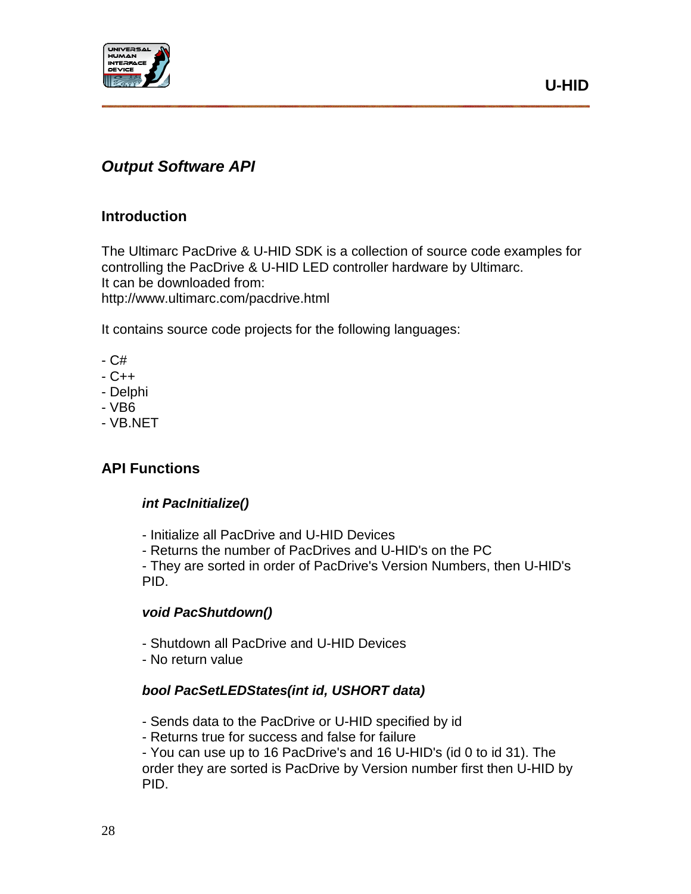## *Output Software API*

### Introduction

The Ultimarc PacDrive & U-HID SDK is a collection of source code examples for controlling the PacDrive & U-HID LED controller hardware by Ultimarc.
It can be downloaded from:
http://www.ultimarc.com/pacdrive.html

It contains source code projects for the following languages:

- C#
- C++
- Delphi
- VB6
- VB.NET

### API Functions

#### *int PacInitialize()*

- Initialize all PacDrive and U-HID Devices
- Returns the number of PacDrives and U-HID's on the PC
- They are sorted in order of PacDrive's Version Numbers, then U-HID's PID.

#### *void PacShutdown()*

- Shutdown all PacDrive and U-HID Devices
- No return value

#### *bool PacSetLEDStates(int id, USHORT data)*

- Sends data to the PacDrive or U-HID specified by id
- Returns true for success and false for failure
- You can use up to 16 PacDrive's and 16 U-HID's (id 0 to id 31). The order they are sorted is PacDrive by Version number first then U-HID by PID.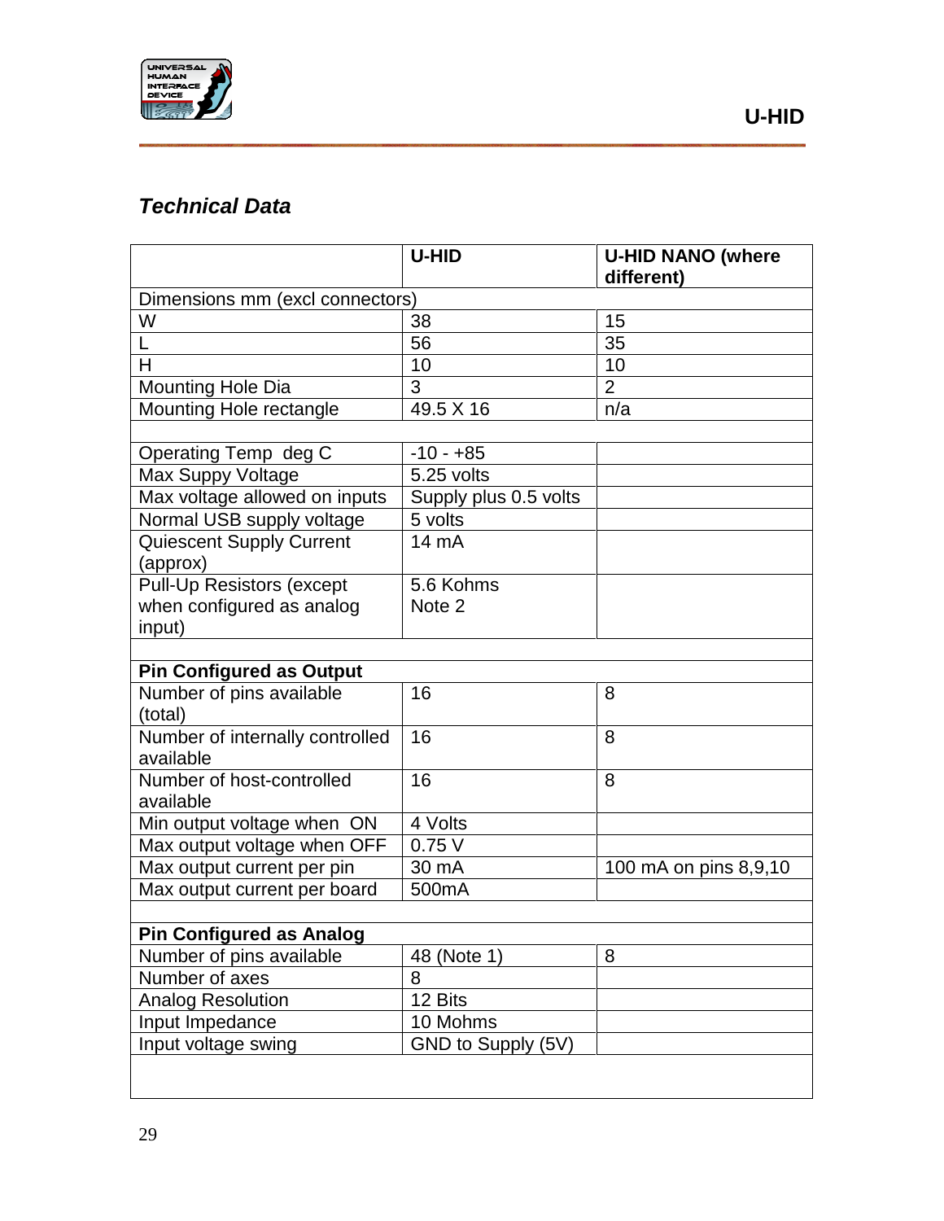## *Technical Data*

| | U-HID | U-HID NANO (where different) |
|---|---|---|
| Dimensions mm (excl connectors) | | |
| W | 38 | 15 |
| L | 56 | 35 |
| H | 10 | 10 |
| Mounting Hole Dia | 3 | 2 |
| Mounting Hole rectangle | 49.5 X 16 | n/a |
| | | |
| Operating Temp deg C | -10 - +85 | |
| Max Suppy Voltage | 5.25 volts | |
| Max voltage allowed on inputs | Supply plus 0.5 volts | |
| Normal USB supply voltage | 5 volts | |
| Quiescent Supply Current (approx) | 14 mA | |
| Pull-Up Resistors (except when configured as analog input) | 5.6 Kohms Note 2 | |
| | | |
| **Pin Configured as Output** | | |
| Number of pins available (total) | 16 | 8 |
| Number of internally controlled available | 16 | 8 |
| Number of host-controlled available | 16 | 8 |
| Min output voltage when ON | 4 Volts | |
| Max output voltage when OFF | 0.75 V | |
| Max output current per pin | 30 mA | 100 mA on pins 8,9,10 |
| Max output current per board | 500mA | |
| | | |
| **Pin Configured as Analog** | | |
| Number of pins available | 48 (Note 1) | 8 |
| Number of axes | 8 | |
| Analog Resolution | 12 Bits | |
| Input Impedance | 10 Mohms | |
| Input voltage swing | GND to Supply (5V) | |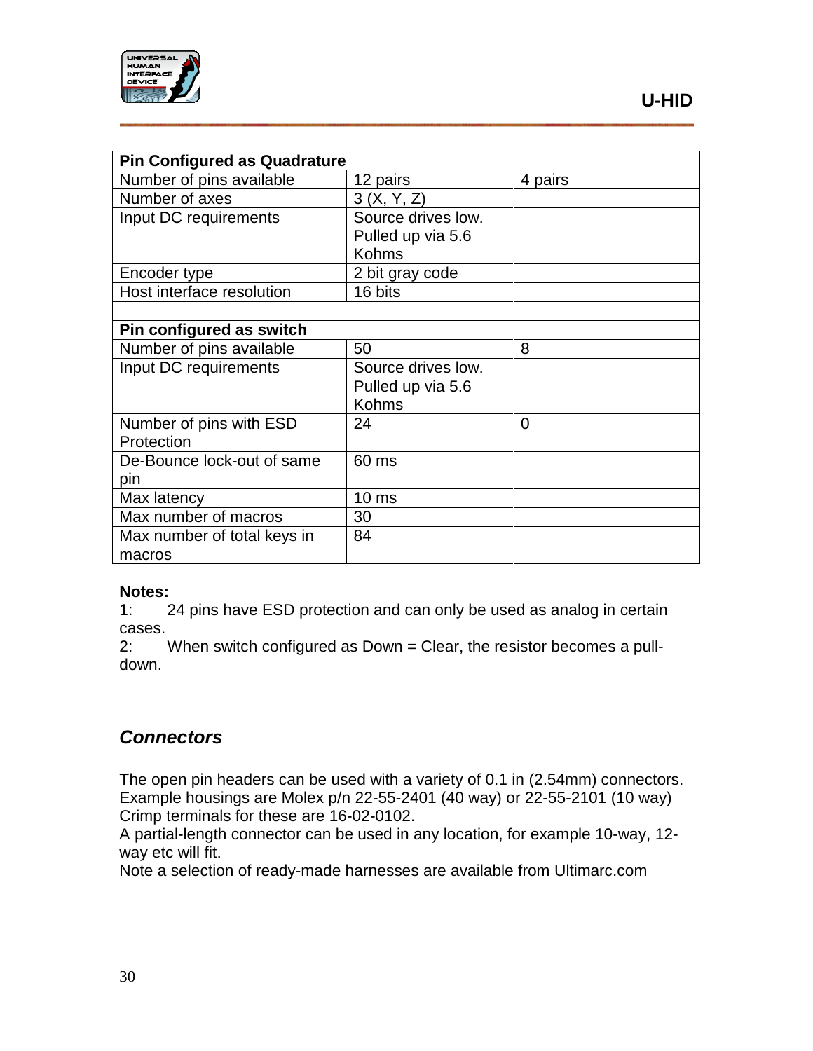| Pin Configured as Quadrature | | |
|---|---|---|
| Number of pins available | 12 pairs | 4 pairs |
| Number of axes | 3 (X, Y, Z) | |
| Input DC requirements | Source drives low. Pulled up via 5.6 Kohms | |
| Encoder type | 2 bit gray code | |
| Host interface resolution | 16 bits | |
| | | |
| **Pin configured as switch** | | |
| Number of pins available | 50 | 8 |
| Input DC requirements | Source drives low. Pulled up via 5.6 Kohms | |
| Number of pins with ESD Protection | 24 | 0 |
| De-Bounce lock-out of same pin | 60 ms | |
| Max latency | 10 ms | |
| Max number of macros | 30 | |
| Max number of total keys in macros | 84 | |

**Notes:**

1: 24 pins have ESD protection and can only be used as analog in certain cases.

2: When switch configured as Down = Clear, the resistor becomes a pull-down.

## *Connectors*

The open pin headers can be used with a variety of 0.1 in (2.54mm) connectors. Example housings are Molex p/n 22-55-2401 (40 way) or 22-55-2101 (10 way) Crimp terminals for these are 16-02-0102.

A partial-length connector can be used in any location, for example 10-way, 12-way etc will fit.

Note a selection of ready-made harnesses are available from Ultimarc.com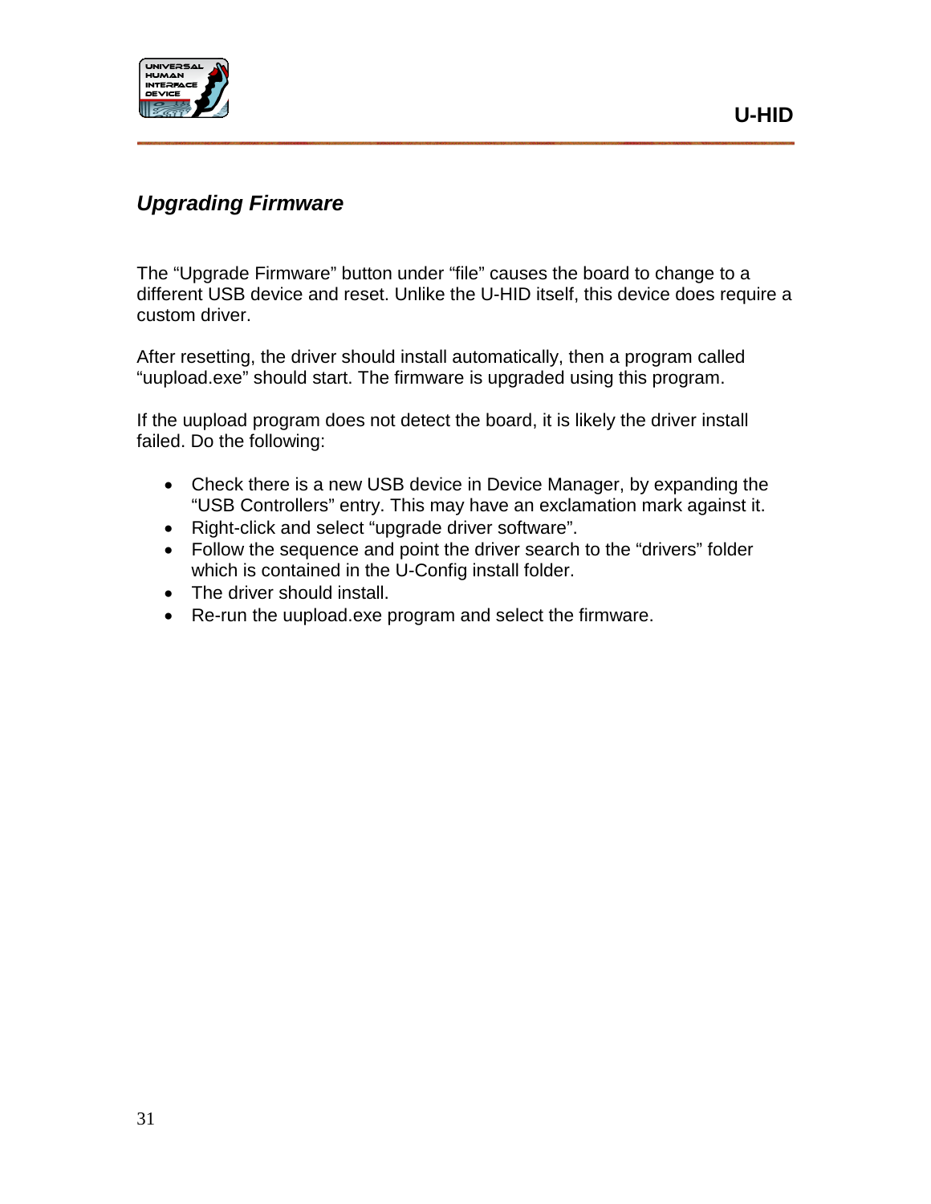## *Upgrading Firmware*

The “Upgrade Firmware” button under “file” causes the board to change to a different USB device and reset. Unlike the U-HID itself, this device does require a custom driver.

After resetting, the driver should install automatically, then a program called “uupload.exe” should start. The firmware is upgraded using this program.

If the uupload program does not detect the board, it is likely the driver install failed. Do the following:

- Check there is a new USB device in Device Manager, by expanding the “USB Controllers” entry. This may have an exclamation mark against it.
- Right-click and select “upgrade driver software”.
- Follow the sequence and point the driver search to the “drivers” folder which is contained in the U-Config install folder.
- The driver should install.
- Re-run the uupload.exe program and select the firmware.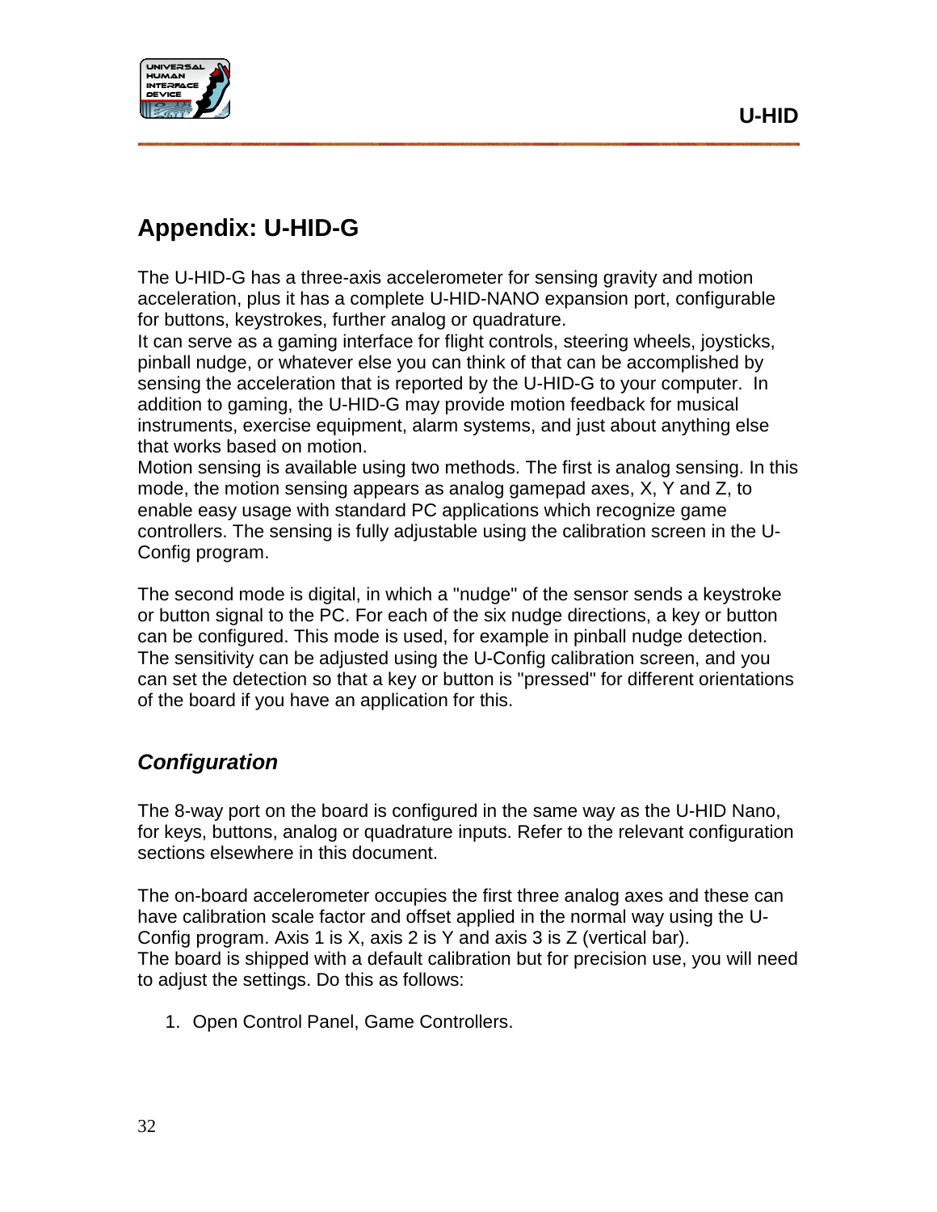# Appendix: U-HID-G

The U-HID-G has a three-axis accelerometer for sensing gravity and motion acceleration, plus it has a complete U-HID-NANO expansion port, configurable for buttons, keystrokes, further analog or quadrature.

It can serve as a gaming interface for flight controls, steering wheels, joysticks, pinball nudge, or whatever else you can think of that can be accomplished by sensing the acceleration that is reported by the U-HID-G to your computer. In addition to gaming, the U-HID-G may provide motion feedback for musical instruments, exercise equipment, alarm systems, and just about anything else that works based on motion.

Motion sensing is available using two methods. The first is analog sensing. In this mode, the motion sensing appears as analog gamepad axes, X, Y and Z, to enable easy usage with standard PC applications which recognize game controllers. The sensing is fully adjustable using the calibration screen in the U-Config program.

The second mode is digital, in which a "nudge" of the sensor sends a keystroke or button signal to the PC. For each of the six nudge directions, a key or button can be configured. This mode is used, for example in pinball nudge detection. The sensitivity can be adjusted using the U-Config calibration screen, and you can set the detection so that a key or button is "pressed" for different orientations of the board if you have an application for this.

## *Configuration*

The 8-way port on the board is configured in the same way as the U-HID Nano, for keys, buttons, analog or quadrature inputs. Refer to the relevant configuration sections elsewhere in this document.

The on-board accelerometer occupies the first three analog axes and these can have calibration scale factor and offset applied in the normal way using the U-Config program. Axis 1 is X, axis 2 is Y and axis 3 is Z (vertical bar).

The board is shipped with a default calibration but for precision use, you will need to adjust the settings. Do this as follows:

1. Open Control Panel, Game Controllers.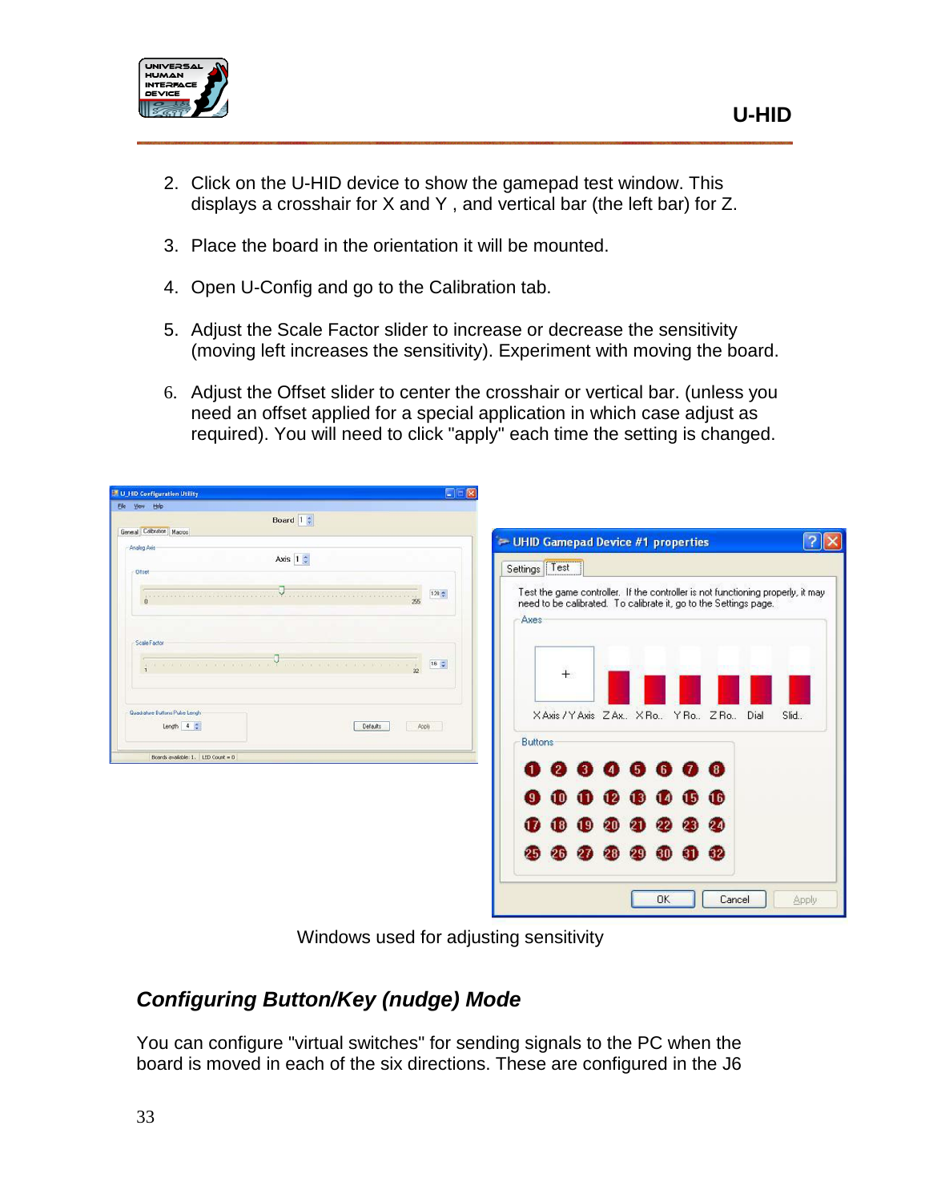2. Click on the U-HID device to show the gamepad test window. This displays a crosshair for X and Y , and vertical bar (the left bar) for Z.

3. Place the board in the orientation it will be mounted.

4. Open U-Config and go to the Calibration tab.

5. Adjust the Scale Factor slider to increase or decrease the sensitivity (moving left increases the sensitivity). Experiment with moving the board.

6. Adjust the Offset slider to center the crosshair or vertical bar. (unless you need an offset applied for a special application in which case adjust as required). You will need to click "apply" each time the setting is changed.

Windows used for adjusting sensitivity

## *Configuring Button/Key (nudge) Mode*

You can configure "virtual switches" for sending signals to the PC when the board is moved in each of the six directions. These are configured in the J6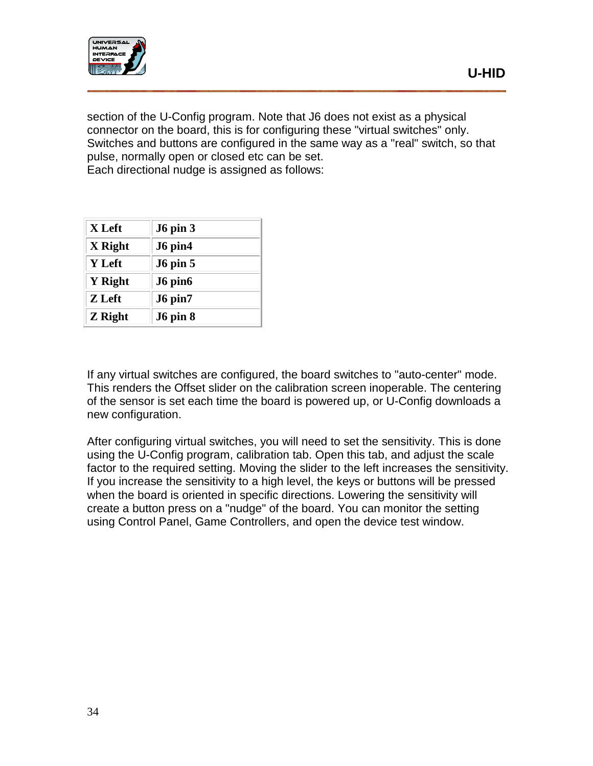section of the U-Config program. Note that J6 does not exist as a physical connector on the board, this is for configuring these "virtual switches" only. Switches and buttons are configured in the same way as a "real" switch, so that pulse, normally open or closed etc can be set.
Each directional nudge is assigned as follows:

| | |
|---|---|
| **X Left** | **J6 pin 3** |
| **X Right** | **J6 pin4** |
| **Y Left** | **J6 pin 5** |
| **Y Right** | **J6 pin6** |
| **Z Left** | **J6 pin7** |
| **Z Right** | **J6 pin 8** |

If any virtual switches are configured, the board switches to "auto-center" mode. This renders the Offset slider on the calibration screen inoperable. The centering of the sensor is set each time the board is powered up, or U-Config downloads a new configuration.

After configuring virtual switches, you will need to set the sensitivity. This is done using the U-Config program, calibration tab. Open this tab, and adjust the scale factor to the required setting. Moving the slider to the left increases the sensitivity. If you increase the sensitivity to a high level, the keys or buttons will be pressed when the board is oriented in specific directions. Lowering the sensitivity will create a button press on a "nudge" of the board. You can monitor the setting using Control Panel, Game Controllers, and open the device test window.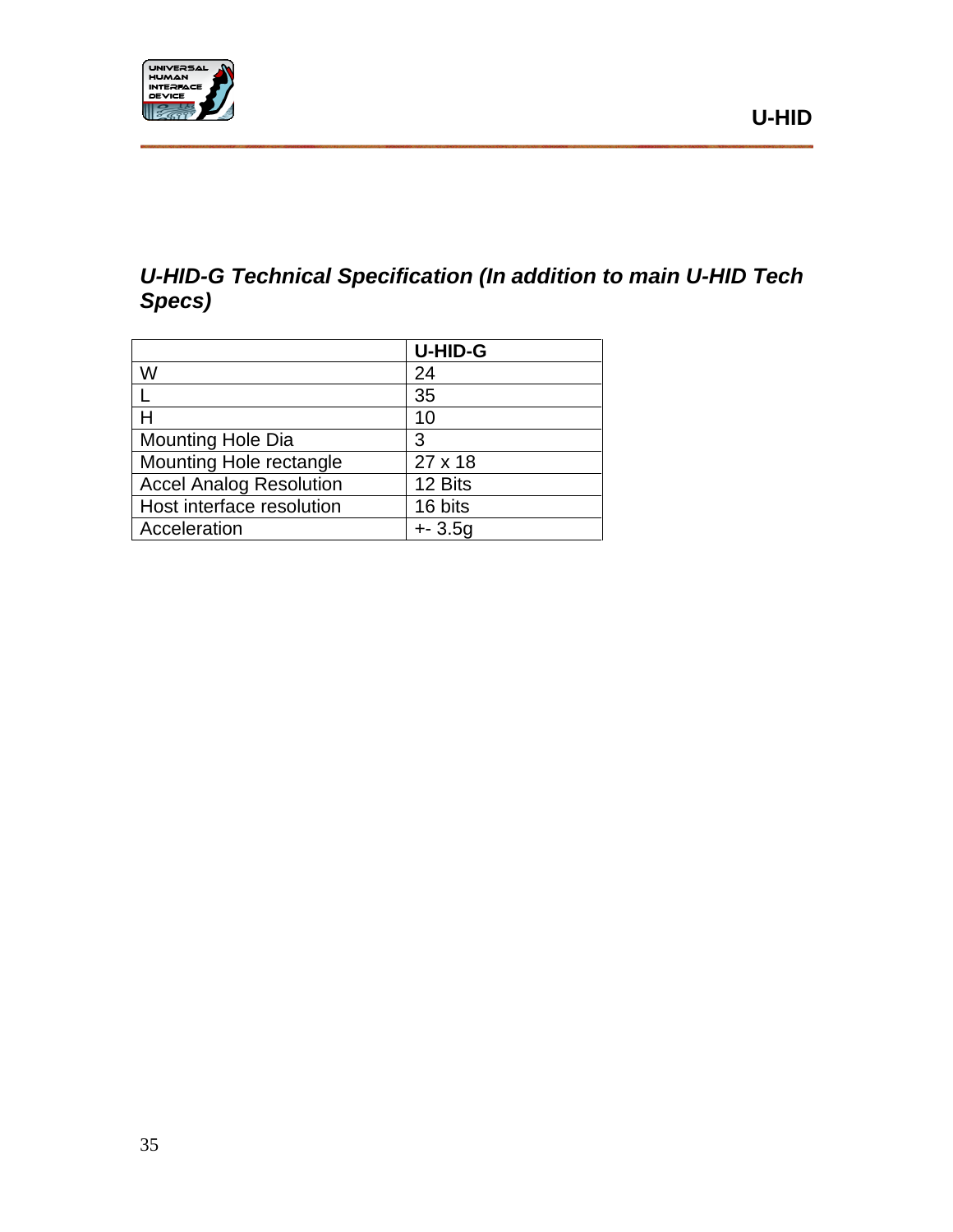### *U-HID-G Technical Specification (In addition to main U-HID Tech Specs)*

| | **U-HID-G** |
|---|---|
| W | 24 |
| L | 35 |
| H | 10 |
| Mounting Hole Dia | 3 |
| Mounting Hole rectangle | 27 x 18 |
| Accel Analog Resolution | 12 Bits |
| Host interface resolution | 16 bits |
| Acceleration | +- 3.5g |